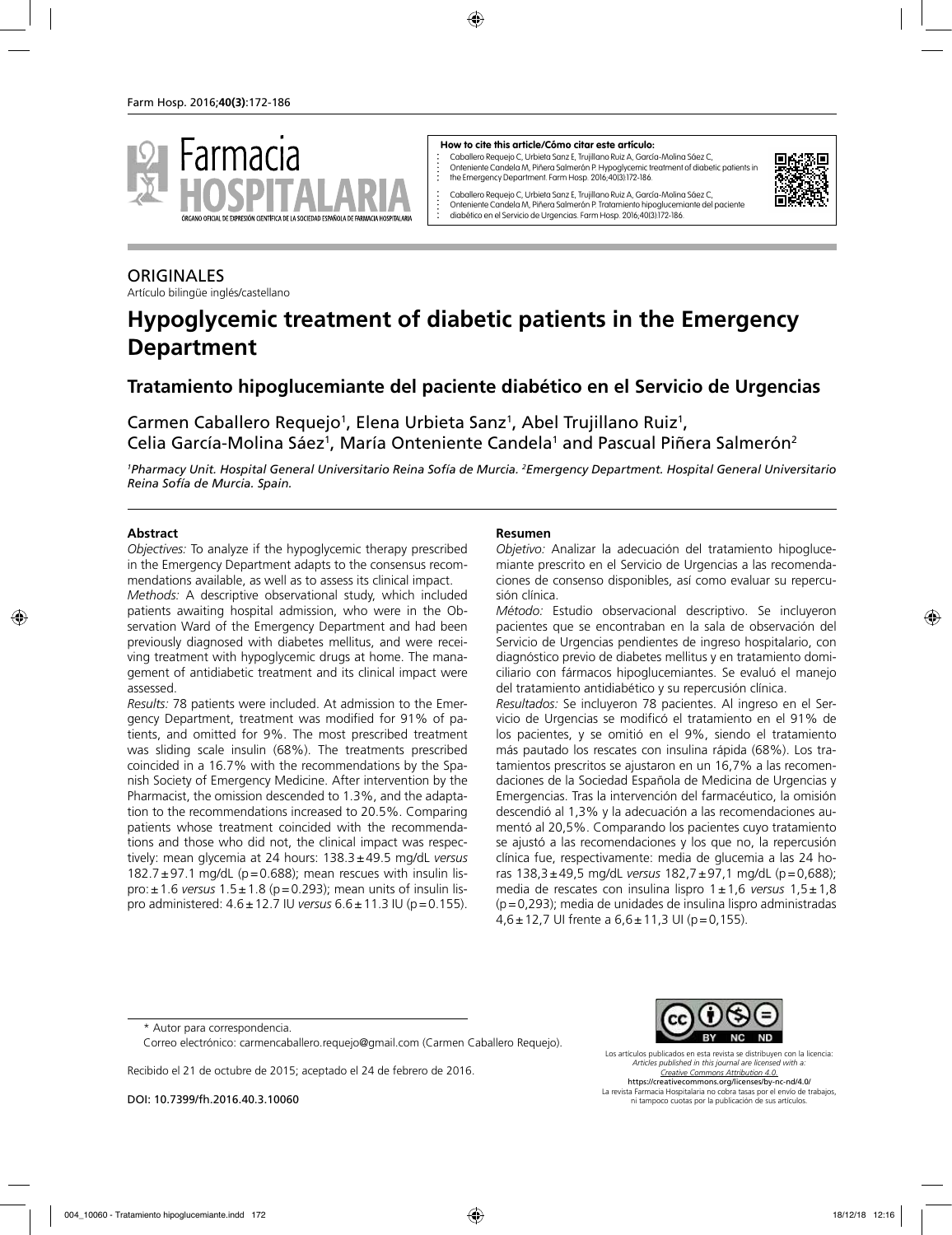**How to cite this article/Cómo citar este artículo:**

Caballero Requejo C, Urbieta Sanz E, Trujillano Ruiz A, García-Molina Sáez C, Onteniente Candela M, Piñera Salmerón P. Hypoglycemic treatment of diabetic patients in the Emergency Department. Farm Hosp. 2016;40(3):172-186.

Caballero Requejo C, Urbieta Sanz E, Trujillano Ruiz A, García-Molina Sáez C, Onteniente Candela M, Piñera Salmerón P. Tratamiento hipoglucemiante del paciente diabético en el Servicio de Urgencias. Farm Hosp. 2016;40(3):172-186.

ORIGINALES

Artículo bilingüe inglés/castellano

# Hypoglycemic treatment of diabetic patients in the Emergency Department

## Tratamiento hipoglucemiante del paciente diabético en el Servicio de Urgencias

Carmen Caballero Requejo[1], Elena Urbieta Sanz[1], Abel Trujillano Ruiz[1], Celia García-Molina Sáez[1], María Onteniente Candela[1] and Pascual Piñera Salmerón[2]

*[1]Pharmacy Unit. Hospital General Universitario Reina Sofía de Murcia. [2]Emergency Department. Hospital General Universitario Reina Sofía de Murcia. Spain.*

### Abstract

*Objectives:* To analyze if the hypoglycemic therapy prescribed in the Emergency Department adapts to the consensus recommendations available, as well as to assess its clinical impact.

*Methods:* A descriptive observational study, which included patients awaiting hospital admission, who were in the Observation Ward of the Emergency Department and had been previously diagnosed with diabetes mellitus, and were receiving treatment with hypoglycemic drugs at home. The management of antidiabetic treatment and its clinical impact were assessed.

*Results:* 78 patients were included. At admission to the Emergency Department, treatment was modified for 91% of patients, and omitted for 9%. The most prescribed treatment was sliding scale insulin (68%). The treatments prescribed coincided in a 16.7% with the recommendations by the Spanish Society of Emergency Medicine. After intervention by the Pharmacist, the omission descended to 1.3%, and the adaptation to the recommendations increased to 20.5%. Comparing patients whose treatment coincided with the recommendations and those who did not, the clinical impact was respectively: mean glycemia at 24 hours: 138.3 ± 49.5 mg/dL *versus* 182.7 ± 97.1 mg/dL (p = 0.688); mean rescues with insulin lispro: ± 1.6 *versus* 1.5 ± 1.8 (p = 0.293); mean units of insulin lispro administered: 4.6 ± 12.7 IU *versus* 6.6 ± 11.3 IU (p = 0.155).

### Resumen

*Objetivo:* Analizar la adecuación del tratamiento hipoglucemiante prescrito en el Servicio de Urgencias a las recomendaciones de consenso disponibles, así como evaluar su repercusión clínica.

*Método:* Estudio observacional descriptivo. Se incluyeron pacientes que se encontraban en la sala de observación del Servicio de Urgencias pendientes de ingreso hospitalario, con diagnóstico previo de diabetes mellitus y en tratamiento domiciliario con fármacos hipoglucemiantes. Se evaluó el manejo del tratamiento antidiabético y su repercusión clínica.

*Resultados:* Se incluyeron 78 pacientes. Al ingreso en el Servicio de Urgencias se modificó el tratamiento en el 91% de los pacientes, y se omitió en el 9%, siendo el tratamiento más pautado los rescates con insulina rápida (68%). Los tratamientos prescritos se ajustaron en un 16,7% a las recomendaciones de la Sociedad Española de Medicina de Urgencias y Emergencias. Tras la intervención del farmacéutico, la omisión descendió al 1,3% y la adecuación a las recomendaciones aumentó al 20,5%. Comparando los pacientes cuyo tratamiento se ajustó a las recomendaciones y los que no, la repercusión clínica fue, respectivamente: media de glucemia a las 24 horas 138,3 ± 49,5 mg/dL *versus* 182,7 ± 97,1 mg/dL (p = 0,688); media de rescates con insulina lispro 1 ± 1,6 *versus* 1,5 ± 1,8 (p = 0,293); media de unidades de insulina lispro administradas 4,6 ± 12,7 UI frente a 6,6 ± 11,3 UI (p = 0,155).

\* Autor para correspondencia.

Correo electrónico: carmencaballero.requejo@gmail.com (Carmen Caballero Requejo).

Recibido el 21 de octubre de 2015; aceptado el 24 de febrero de 2016.

DOI: 10.7399/fh.2016.40.3.10060

Los artículos publicados en esta revista se distribuyen con la licencia: *Articles published in this journal are licensed with a: Creative Commons Attribution 4.0.* https://creativecommons.org/licenses/by-nc-nd/4.0/ La revista Farmacia Hospitalaria no cobra tasas por el envío de trabajos, ni tampoco cuotas por la publicación de sus artículos.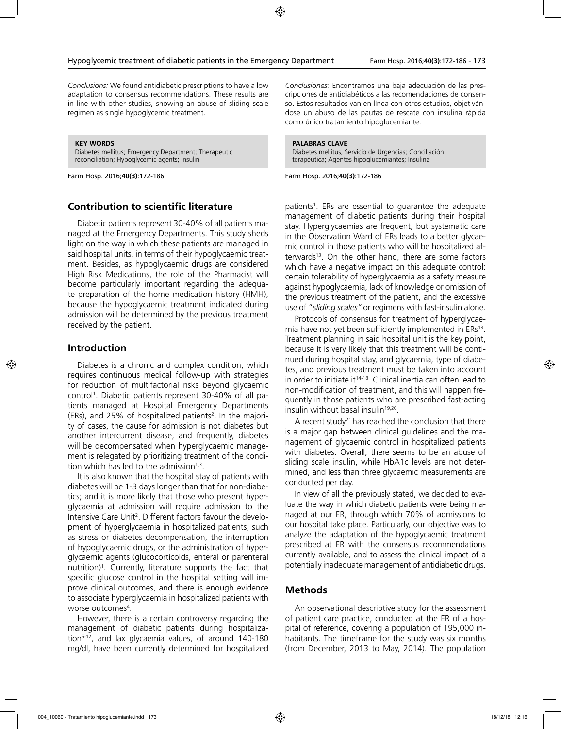*Conclusions:* We found antidiabetic prescriptions to have a low adaptation to consensus recommendations. These results are in line with other studies, showing an abuse of sliding scale regimen as single hypoglycemic treatment.

**KEY WORDS**
Diabetes mellitus; Emergency Department; Therapeutic reconciliation; Hypoglycemic agents; Insulin

*Conclusiones:* Encontramos una baja adecuación de las prescripciones de antidiabéticos a las recomendaciones de consenso. Estos resultados van en línea con otros estudios, objetivándose un abuso de las pautas de rescate con insulina rápida como único tratamiento hipoglucemiante.

**PALABRAS CLAVE**
Diabetes mellitus; Servicio de Urgencias; Conciliación terapéutica; Agentes hipoglucemiantes; Insulina

## Contribution to scientific literature

Diabetic patients represent 30-40% of all patients managed at the Emergency Departments. This study sheds light on the way in which these patients are managed in said hospital units, in terms of their hypoglycaemic treatment. Besides, as hypoglycaemic drugs are considered High Risk Medications, the role of the Pharmacist will become particularly important regarding the adequate preparation of the home medication history (HMH), because the hypoglycaemic treatment indicated during admission will be determined by the previous treatment received by the patient.

## Introduction

Diabetes is a chronic and complex condition, which requires continuous medical follow-up with strategies for reduction of multifactorial risks beyond glycaemic control[1]. Diabetic patients represent 30-40% of all patients managed at Hospital Emergency Departments (ERs), and 25% of hospitalized patients[2]. In the majority of cases, the cause for admission is not diabetes but another intercurrent disease, and frequently, diabetes will be decompensated when hyperglycaemic management is relegated by prioritizing treatment of the condition which has led to the admission[1,3].

It is also known that the hospital stay of patients with diabetes will be 1-3 days longer than that for non-diabetics; and it is more likely that those who present hyperglycaemia at admission will require admission to the Intensive Care Unit[2]. Different factors favour the development of hyperglycaemia in hospitalized patients, such as stress or diabetes decompensation, the interruption of hypoglycaemic drugs, or the administration of hyperglycaemic agents (glucocorticoids, enteral or parenteral nutrition)[1]. Currently, literature supports the fact that specific glucose control in the hospital setting will improve clinical outcomes, and there is enough evidence to associate hyperglycaemia in hospitalized patients with worse outcomes[4].

However, there is a certain controversy regarding the management of diabetic patients during hospitalization[5-12], and lax glycaemia values, of around 140-180 mg/dl, have been currently determined for hospitalized patients[1]. ERs are essential to guarantee the adequate management of diabetic patients during their hospital stay. Hyperglycaemias are frequent, but systematic care in the Observation Ward of ERs leads to a better glycaemic control in those patients who will be hospitalized afterwards[13]. On the other hand, there are some factors which have a negative impact on this adequate control: certain tolerability of hyperglycaemia as a safety measure against hypoglycaemia, lack of knowledge or omission of the previous treatment of the patient, and the excessive use of "*sliding scales"* or regimens with fast-insulin alone.

Protocols of consensus for treatment of hyperglycaemia have not yet been sufficiently implemented in ERs[13]. Treatment planning in said hospital unit is the key point, because it is very likely that this treatment will be continued during hospital stay, and glycaemia, type of diabetes, and previous treatment must be taken into account in order to initiate it[14-18]. Clinical inertia can often lead to non-modification of treatment, and this will happen frequently in those patients who are prescribed fast-acting insulin without basal insulin[19,20].

A recent study[21] has reached the conclusion that there is a major gap between clinical guidelines and the management of glycaemic control in hospitalized patients with diabetes. Overall, there seems to be an abuse of sliding scale insulin, while HbA1c levels are not determined, and less than three glycaemic measurements are conducted per day.

In view of all the previously stated, we decided to evaluate the way in which diabetic patients were being managed at our ER, through which 70% of admissions to our hospital take place. Particularly, our objective was to analyze the adaptation of the hypoglycaemic treatment prescribed at ER with the consensus recommendations currently available, and to assess the clinical impact of a potentially inadequate management of antidiabetic drugs.

## Methods

An observational descriptive study for the assessment of patient care practice, conducted at the ER of a hospital of reference, covering a population of 195,000 inhabitants. The timeframe for the study was six months (from December, 2013 to May, 2014). The population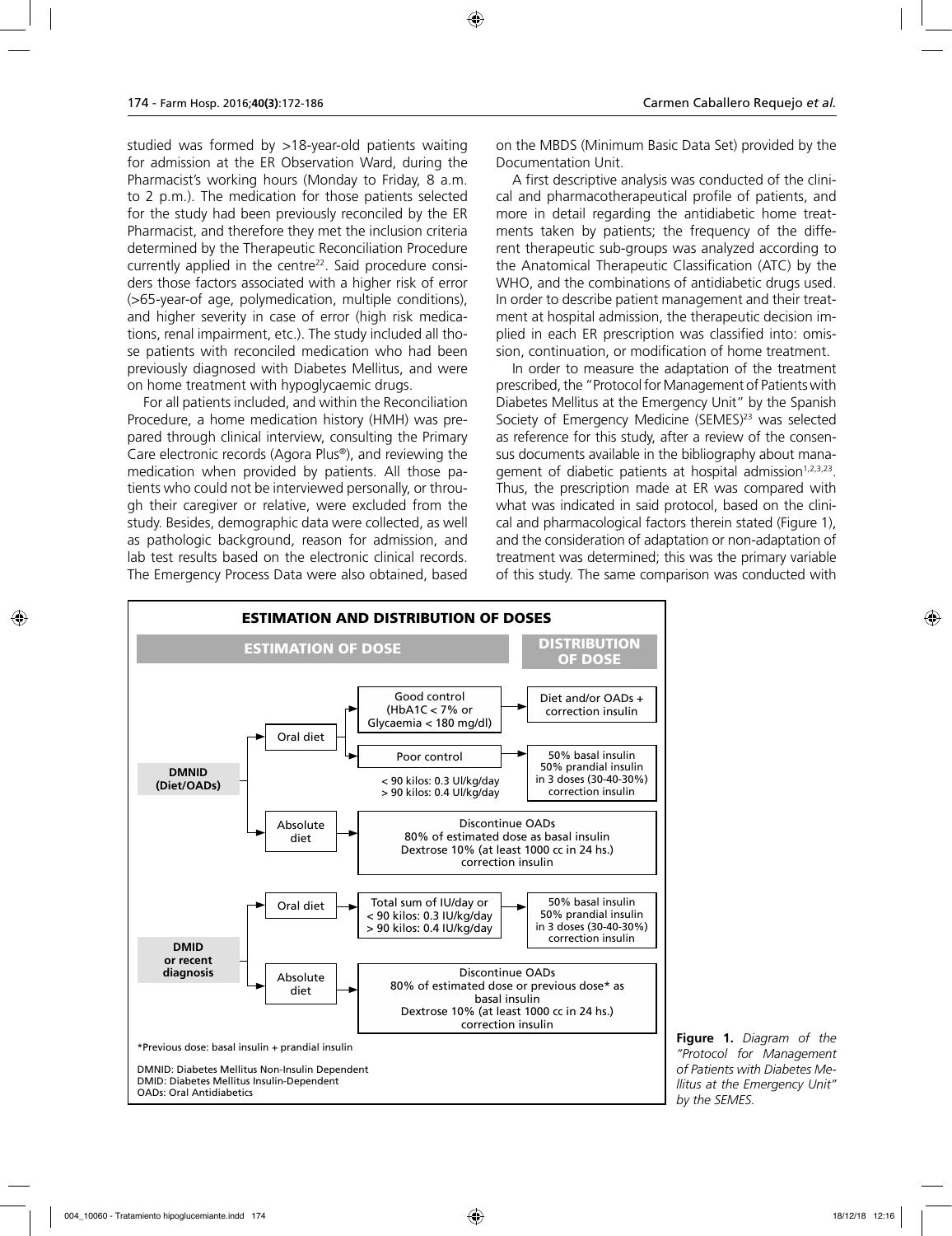studied was formed by >18-year-old patients waiting for admission at the ER Observation Ward, during the Pharmacist's working hours (Monday to Friday, 8 a.m. to 2 p.m.). The medication for those patients selected for the study had been previously reconciled by the ER Pharmacist, and therefore they met the inclusion criteria determined by the Therapeutic Reconciliation Procedure currently applied in the centre[22]. Said procedure considers those factors associated with a higher risk of error (>65-year-of age, polymedication, multiple conditions), and higher severity in case of error (high risk medications, renal impairment, etc.). The study included all those patients with reconciled medication who had been previously diagnosed with Diabetes Mellitus, and were on home treatment with hypoglycaemic drugs.

For all patients included, and within the Reconciliation Procedure, a home medication history (HMH) was prepared through clinical interview, consulting the Primary Care electronic records (Agora Plus®), and reviewing the medication when provided by patients. All those patients who could not be interviewed personally, or through their caregiver or relative, were excluded from the study. Besides, demographic data were collected, as well as pathologic background, reason for admission, and lab test results based on the electronic clinical records. The Emergency Process Data were also obtained, based on the MBDS (Minimum Basic Data Set) provided by the Documentation Unit.

A first descriptive analysis was conducted of the clinical and pharmacotherapeutical profile of patients, and more in detail regarding the antidiabetic home treatments taken by patients; the frequency of the different therapeutic sub-groups was analyzed according to the Anatomical Therapeutic Classification (ATC) by the WHO, and the combinations of antidiabetic drugs used. In order to describe patient management and their treatment at hospital admission, the therapeutic decision implied in each ER prescription was classified into: omission, continuation, or modification of home treatment.

In order to measure the adaptation of the treatment prescribed, the "Protocol for Management of Patients with Diabetes Mellitus at the Emergency Unit" by the Spanish Society of Emergency Medicine (SEMES)[23] was selected as reference for this study, after a review of the consensus documents available in the bibliography about management of diabetic patients at hospital admission[1,2,3,23]. Thus, the prescription made at ER was compared with what was indicated in said protocol, based on the clinical and pharmacological factors therein stated (Figure 1), and the consideration of adaptation or non-adaptation of treatment was determined; this was the primary variable of this study. The same comparison was conducted with

**ESTIMATION AND DISTRIBUTION OF DOSES**

| Patient type | Diet | Estimation of dose | Distribution of dose |
|---|---|---|---|
| DMNID (Diet/OADs) | Oral diet | Good control (HbA1C < 7% or Glycaemia < 180 mg/dl) | Diet and/or OADs + correction insulin |
| | | Poor control<br>< 90 kilos: 0.3 UI/kg/day<br>> 90 kilos: 0.4 UI/kg/day | 50% basal insulin<br>50% prandial insulin in 3 doses (30-40-30%)<br>correction insulin |
| | Absolute diet | Discontinue OADs<br>80% of estimated dose as basal insulin<br>Dextrose 10% (at least 1000 cc in 24 hs.)<br>correction insulin | |
| DMID or recent diagnosis | Oral diet | Total sum of IU/day or<br>< 90 kilos: 0.3 IU/kg/day<br>> 90 kilos: 0.4 IU/kg/day | 50% basal insulin<br>50% prandial insulin in 3 doses (30-40-30%)<br>correction insulin |
| | Absolute diet | Discontinue OADs<br>80% of estimated dose or previous dose* as basal insulin<br>Dextrose 10% (at least 1000 cc in 24 hs.)<br>correction insulin | |

*Previous dose: basal insulin + prandial insulin

DMNID: Diabetes Mellitus Non-Insulin Dependent
DMID: Diabetes Mellitus Insulin-Dependent
OADs: Oral Antidiabetics

**Figure 1.** *Diagram of the "Protocol for Management of Patients with Diabetes Mellitus at the Emergency Unit" by the SEMES.*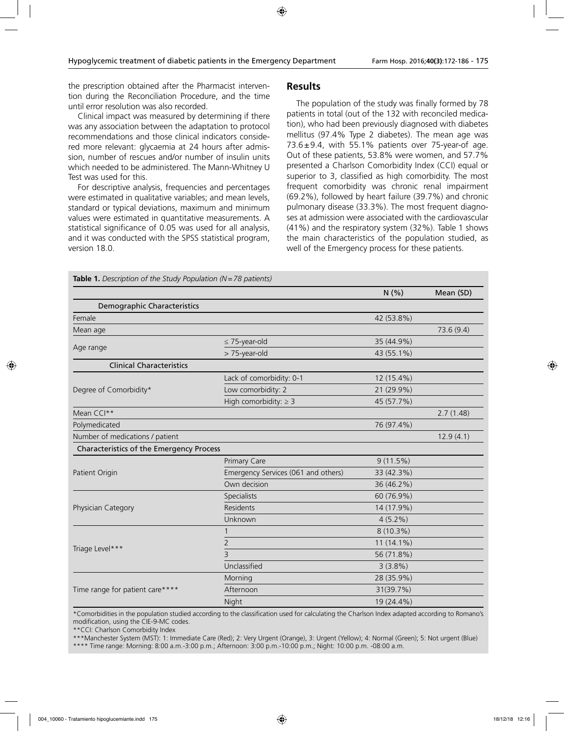the prescription obtained after the Pharmacist intervention during the Reconciliation Procedure, and the time until error resolution was also recorded.

Clinical impact was measured by determining if there was any association between the adaptation to protocol recommendations and those clinical indicators considered more relevant: glycaemia at 24 hours after admission, number of rescues and/or number of insulin units which needed to be administered. The Mann-Whitney U Test was used for this.

For descriptive analysis, frequencies and percentages were estimated in qualitative variables; and mean levels, standard or typical deviations, maximum and minimum values were estimated in quantitative measurements. A statistical significance of 0.05 was used for all analysis, and it was conducted with the SPSS statistical program, version 18.0.

## Results

The population of the study was finally formed by 78 patients in total (out of the 132 with reconciled medication), who had been previously diagnosed with diabetes mellitus (97.4% Type 2 diabetes). The mean age was 73.6±9.4, with 55.1% patients over 75-year-of age. Out of these patients, 53.8% were women, and 57.7% presented a Charlson Comorbidity Index (CCI) equal or superior to 3, classified as high comorbidity. The most frequent comorbidity was chronic renal impairment (69.2%), followed by heart failure (39.7%) and chronic pulmonary disease (33.3%). The most frequent diagnoses at admission were associated with the cardiovascular (41%) and the respiratory system (32%). Table 1 shows the main characteristics of the population studied, as well of the Emergency process for these patients.

**Table 1.** *Description of the Study Population (N=78 patients)*

| | | N (%) | Mean (SD) |
|---|---|---|---|
| **Demographic Characteristics** | | | |
| Female | | 42 (53.8%) | |
| Mean age | | | 73.6 (9.4) |
| Age range | ≤ 75-year-old | 35 (44.9%) | |
| | > 75-year-old | 43 (55.1%) | |
| **Clinical Characteristics** | | | |
| Degree of Comorbidity* | Lack of comorbidity: 0-1 | 12 (15.4%) | |
| | Low comorbidity: 2 | 21 (29.9%) | |
| | High comorbidity: ≥ 3 | 45 (57.7%) | |
| Mean CCI** | | | 2.7 (1.48) |
| Polymedicated | | 76 (97.4%) | |
| Number of medications / patient | | | 12.9 (4.1) |
| **Characteristics of the Emergency Process** | | | |
| Patient Origin | Primary Care | 9 (11.5%) | |
| | Emergency Services (061 and others) | 33 (42.3%) | |
| | Own decision | 36 (46.2%) | |
| Physician Category | Specialists | 60 (76.9%) | |
| | Residents | 14 (17.9%) | |
| | Unknown | 4 (5.2%) | |
| Triage Level*** | 1 | 8 (10.3%) | |
| | 2 | 11 (14.1%) | |
| | 3 | 56 (71.8%) | |
| | Unclassified | 3 (3.8%) | |
| Time range for patient care**** | Morning | 28 (35.9%) | |
| | Afternoon | 31(39.7%) | |
| | Night | 19 (24.4%) | |

*Comorbidities in the population studied according to the classification used for calculating the Charlson Index adapted according to Romano's modification, using the CIE-9-MC codes.
**CCI: Charlson Comorbidity Index
***Manchester System (MST): 1: Immediate Care (Red); 2: Very Urgent (Orange), 3: Urgent (Yellow); 4: Normal (Green); 5: Not urgent (Blue)
**** Time range: Morning: 8:00 a.m.-3:00 p.m.; Afternoon: 3:00 p.m.-10:00 p.m.; Night: 10:00 p.m. -08:00 a.m.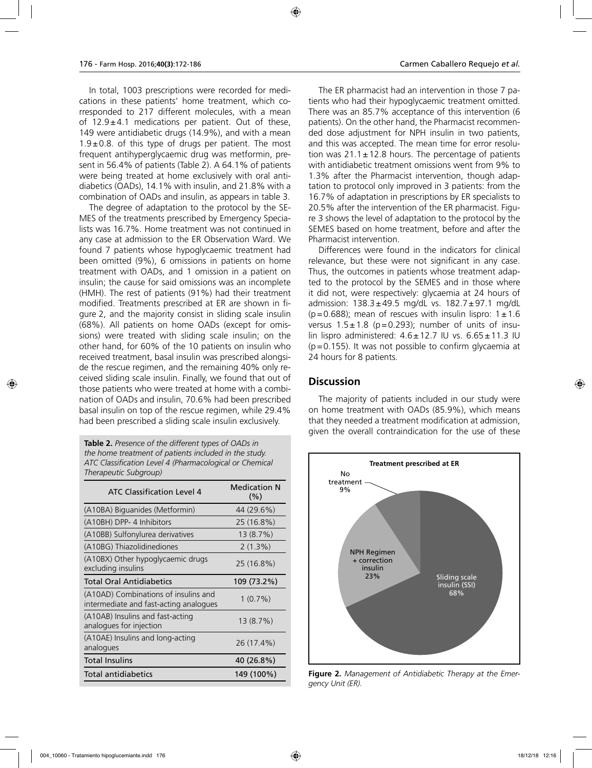In total, 1003 prescriptions were recorded for medications in these patients' home treatment, which corresponded to 217 different molecules, with a mean of 12.9±4.1 medications per patient. Out of these, 149 were antidiabetic drugs (14.9%), and with a mean 1.9±0.8. of this type of drugs per patient. The most frequent antihyperglycaemic drug was metformin, present in 56.4% of patients (Table 2). A 64.1% of patients were being treated at home exclusively with oral antidiabetics (OADs), 14.1% with insulin, and 21.8% with a combination of OADs and insulin, as appears in table 3.

The degree of adaptation to the protocol by the SEMES of the treatments prescribed by Emergency Specialists was 16.7%. Home treatment was not continued in any case at admission to the ER Observation Ward. We found 7 patients whose hypoglycaemic treatment had been omitted (9%), 6 omissions in patients on home treatment with OADs, and 1 omission in a patient on insulin; the cause for said omissions was an incomplete (HMH). The rest of patients (91%) had their treatment modified. Treatments prescribed at ER are shown in figure 2, and the majority consist in sliding scale insulin (68%). All patients on home OADs (except for omissions) were treated with sliding scale insulin; on the other hand, for 60% of the 10 patients on insulin who received treatment, basal insulin was prescribed alongside the rescue regimen, and the remaining 40% only received sliding scale insulin. Finally, we found that out of those patients who were treated at home with a combination of OADs and insulin, 70.6% had been prescribed basal insulin on top of the rescue regimen, while 29.4% had been prescribed a sliding scale insulin exclusively.

**Table 2.** *Presence of the different types of OADs in the home treatment of patients included in the study. ATC Classification Level 4 (Pharmacological or Chemical Therapeutic Subgroup)*

| ATC Classification Level 4 | Medication N (%) |
|---|---|
| (A10BA) Biguanides (Metformin) | 44 (29.6%) |
| (A10BH) DPP- 4 Inhibitors | 25 (16.8%) |
| (A10BB) Sulfonylurea derivatives | 13 (8.7%) |
| (A10BG) Thiazolidinediones | 2 (1.3%) |
| (A10BX) Other hypoglycaemic drugs excluding insulins | 25 (16.8%) |
| **Total Oral Antidiabetics** | **109 (73.2%)** |
| (A10AD) Combinations of insulins and intermediate and fast-acting analogues | 1 (0.7%) |
| (A10AB) Insulins and fast-acting analogues for injection | 13 (8.7%) |
| (A10AE) Insulins and long-acting analogues | 26 (17.4%) |
| **Total Insulins** | **40 (26.8%)** |
| **Total antidiabetics** | **149 (100%)** |

The ER pharmacist had an intervention in those 7 patients who had their hypoglycaemic treatment omitted. There was an 85.7% acceptance of this intervention (6 patients). On the other hand, the Pharmacist recommended dose adjustment for NPH insulin in two patients, and this was accepted. The mean time for error resolution was 21.1±12.8 hours. The percentage of patients with antidiabetic treatment omissions went from 9% to 1.3% after the Pharmacist intervention, though adaptation to protocol only improved in 3 patients: from the 16.7% of adaptation in prescriptions by ER specialists to 20.5% after the intervention of the ER pharmacist. Figure 3 shows the level of adaptation to the protocol by the SEMES based on home treatment, before and after the Pharmacist intervention.

Differences were found in the indicators for clinical relevance, but these were not significant in any case. Thus, the outcomes in patients whose treatment adapted to the protocol by the SEMES and in those where it did not, were respectively: glycaemia at 24 hours of admission: 138.3±49.5 mg/dL vs. 182.7±97.1 mg/dL ($p=0.688$); mean of rescues with insulin lispro: 1±1.6 versus 1.5±1.8 ($p=0.293$); number of units of insulin lispro administered: 4.6±12.7 IU vs. 6.65±11.3 IU ($p=0.155$). It was not possible to confirm glycaemia at 24 hours for 8 patients.

## Discussion

The majority of patients included in our study were on home treatment with OADs (85.9%), which means that they needed a treatment modification at admission, given the overall contraindication for the use of these

**Figure 2.** *Management of Antidiabetic Therapy at the Emergency Unit (ER).*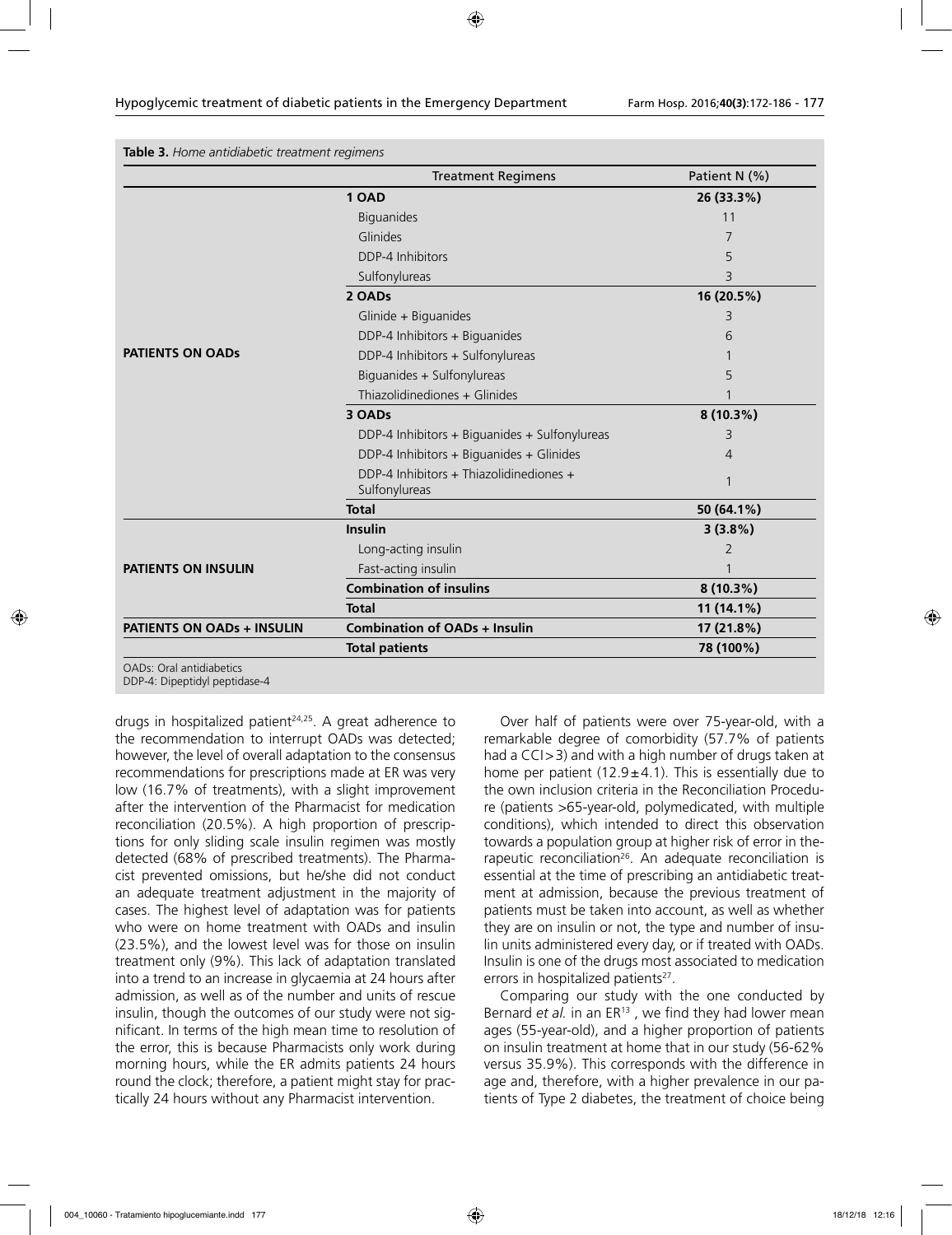**Table 3.** *Home antidiabetic treatment regimens*

| | Treatment Regimens | Patient N (%) |
|---|---|---|
| **PATIENTS ON OADs** | **1 OAD** | **26 (33.3%)** |
| | Biguanides | 11 |
| | Glinides | 7 |
| | DDP-4 Inhibitors | 5 |
| | Sulfonylureas | 3 |
| | **2 OADs** | **16 (20.5%)** |
| | Glinide + Biguanides | 3 |
| | DDP-4 Inhibitors + Biguanides | 6 |
| | DDP-4 Inhibitors + Sulfonylureas | 1 |
| | Biguanides + Sulfonylureas | 5 |
| | Thiazolidinediones + Glinides | 1 |
| | **3 OADs** | **8 (10.3%)** |
| | DDP-4 Inhibitors + Biguanides + Sulfonylureas | 3 |
| | DDP-4 Inhibitors + Biguanides + Glinides | 4 |
| | DDP-4 Inhibitors + Thiazolidinediones + Sulfonylureas | 1 |
| | **Total** | **50 (64.1%)** |
| **PATIENTS ON INSULIN** | **Insulin** | **3 (3.8%)** |
| | Long-acting insulin | 2 |
| | Fast-acting insulin | 1 |
| | **Combination of insulins** | **8 (10.3%)** |
| | **Total** | **11 (14.1%)** |
| **PATIENTS ON OADs + INSULIN** | **Combination of OADs + Insulin** | **17 (21.8%)** |
| | **Total patients** | **78 (100%)** |

OADs: Oral antidiabetics
DDP-4: Dipeptidyl peptidase-4

drugs in hospitalized patient[24,25]. A great adherence to the recommendation to interrupt OADs was detected; however, the level of overall adaptation to the consensus recommendations for prescriptions made at ER was very low (16.7% of treatments), with a slight improvement after the intervention of the Pharmacist for medication reconciliation (20.5%). A high proportion of prescriptions for only sliding scale insulin regimen was mostly detected (68% of prescribed treatments). The Pharmacist prevented omissions, but he/she did not conduct an adequate treatment adjustment in the majority of cases. The highest level of adaptation was for patients who were on home treatment with OADs and insulin (23.5%), and the lowest level was for those on insulin treatment only (9%). This lack of adaptation translated into a trend to an increase in glycaemia at 24 hours after admission, as well as of the number and units of rescue insulin, though the outcomes of our study were not significant. In terms of the high mean time to resolution of the error, this is because Pharmacists only work during morning hours, while the ER admits patients 24 hours round the clock; therefore, a patient might stay for practically 24 hours without any Pharmacist intervention.

Over half of patients were over 75-year-old, with a remarkable degree of comorbidity (57.7% of patients had a CCI>3) and with a high number of drugs taken at home per patient (12.9±4.1). This is essentially due to the own inclusion criteria in the Reconciliation Procedure (patients >65-year-old, polymedicated, with multiple conditions), which intended to direct this observation towards a population group at higher risk of error in therapeutic reconciliation[26]. An adequate reconciliation is essential at the time of prescribing an antidiabetic treatment at admission, because the previous treatment of patients must be taken into account, as well as whether they are on insulin or not, the type and number of insulin units administered every day, or if treated with OADs. Insulin is one of the drugs most associated to medication errors in hospitalized patients[27].

Comparing our study with the one conducted by Bernard *et al.* in an ER[13], we find they had lower mean ages (55-year-old), and a higher proportion of patients on insulin treatment at home that in our study (56-62% versus 35.9%). This corresponds with the difference in age and, therefore, with a higher prevalence in our patients of Type 2 diabetes, the treatment of choice being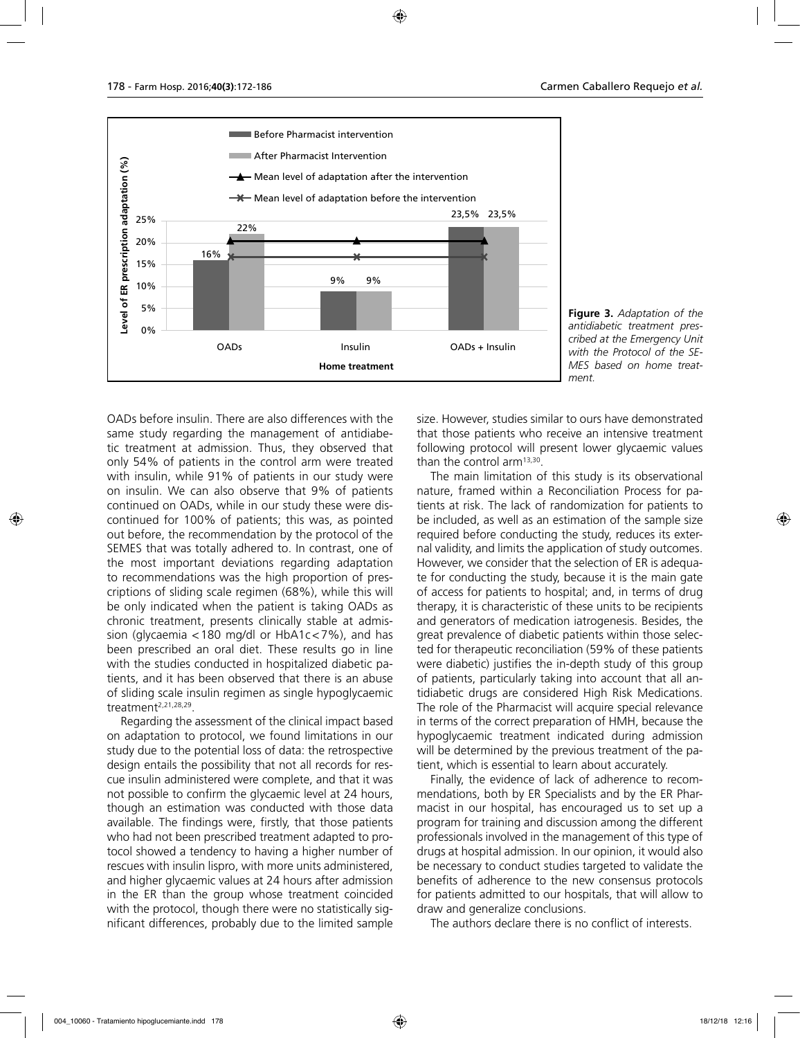**Figure 3.** *Adaptation of the antidiabetic treatment prescribed at the Emergency Unit with the Protocol of the SEMES based on home treatment.*

OADs before insulin. There are also differences with the same study regarding the management of antidiabetic treatment at admission. Thus, they observed that only 54% of patients in the control arm were treated with insulin, while 91% of patients in our study were on insulin. We can also observe that 9% of patients continued on OADs, while in our study these were discontinued for 100% of patients; this was, as pointed out before, the recommendation by the protocol of the SEMES that was totally adhered to. In contrast, one of the most important deviations regarding adaptation to recommendations was the high proportion of prescriptions of sliding scale regimen (68%), while this will be only indicated when the patient is taking OADs as chronic treatment, presents clinically stable at admission (glycaemia <180 mg/dl or HbA1c<7%), and has been prescribed an oral diet. These results go in line with the studies conducted in hospitalized diabetic patients, and it has been observed that there is an abuse of sliding scale insulin regimen as single hypoglycaemic treatment[2,21,28,29].

Regarding the assessment of the clinical impact based on adaptation to protocol, we found limitations in our study due to the potential loss of data: the retrospective design entails the possibility that not all records for rescue insulin administered were complete, and that it was not possible to confirm the glycaemic level at 24 hours, though an estimation was conducted with those data available. The findings were, firstly, that those patients who had not been prescribed treatment adapted to protocol showed a tendency to having a higher number of rescues with insulin lispro, with more units administered, and higher glycaemic values at 24 hours after admission in the ER than the group whose treatment coincided with the protocol, though there were no statistically significant differences, probably due to the limited sample size. However, studies similar to ours have demonstrated that those patients who receive an intensive treatment following protocol will present lower glycaemic values than the control arm[13,30].

The main limitation of this study is its observational nature, framed within a Reconciliation Process for patients at risk. The lack of randomization for patients to be included, as well as an estimation of the sample size required before conducting the study, reduces its external validity, and limits the application of study outcomes. However, we consider that the selection of ER is adequate for conducting the study, because it is the main gate of access for patients to hospital; and, in terms of drug therapy, it is characteristic of these units to be recipients and generators of medication iatrogenesis. Besides, the great prevalence of diabetic patients within those selected for therapeutic reconciliation (59% of these patients were diabetic) justifies the in-depth study of this group of patients, particularly taking into account that all antidiabetic drugs are considered High Risk Medications. The role of the Pharmacist will acquire special relevance in terms of the correct preparation of HMH, because the hypoglycaemic treatment indicated during admission will be determined by the previous treatment of the patient, which is essential to learn about accurately.

Finally, the evidence of lack of adherence to recommendations, both by ER Specialists and by the ER Pharmacist in our hospital, has encouraged us to set up a program for training and discussion among the different professionals involved in the management of this type of drugs at hospital admission. In our opinion, it would also be necessary to conduct studies targeted to validate the benefits of adherence to the new consensus protocols for patients admitted to our hospitals, that will allow to draw and generalize conclusions.

The authors declare there is no conflict of interests.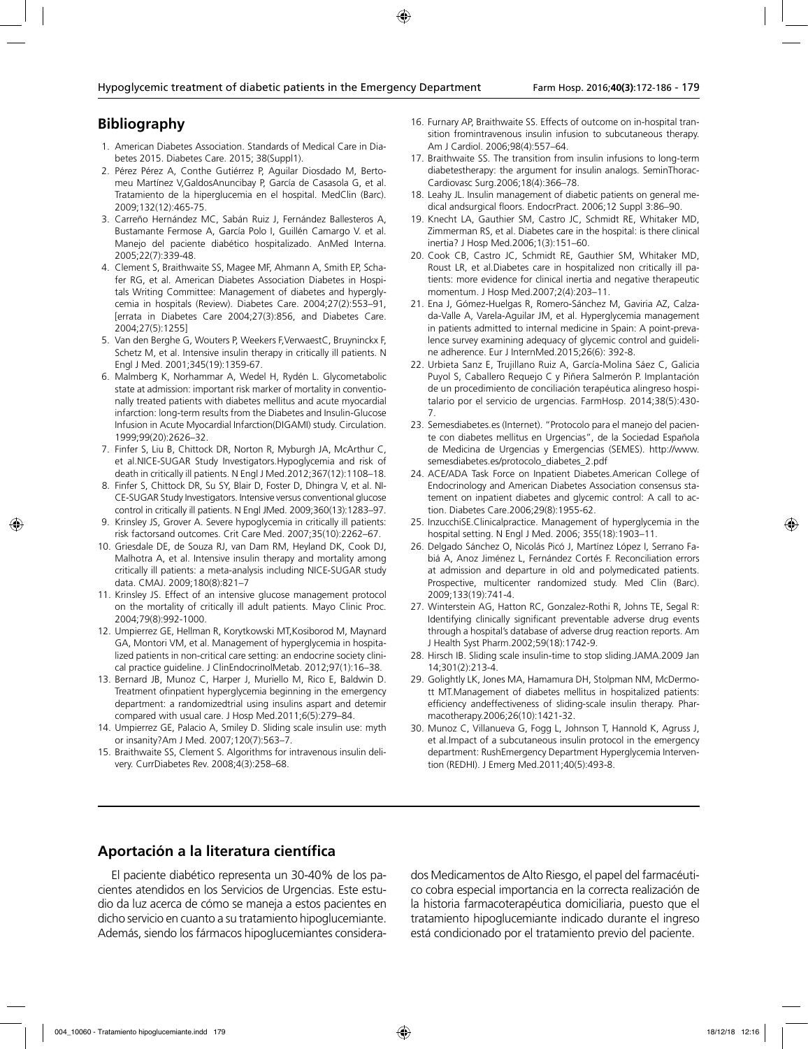## Bibliography

1. American Diabetes Association. Standards of Medical Care in Diabetes 2015. Diabetes Care. 2015; 38(Suppl1).
2. Pérez Pérez A, Conthe Gutiérrez P, Aguilar Diosdado M, Bertomeu Martínez V,GaldosAnuncibay P, García de Casasola G, et al. Tratamiento de la hiperglucemia en el hospital. MedClin (Barc). 2009;132(12):465-75.
3. Carreño Hernández MC, Sabán Ruiz J, Fernández Ballesteros A, Bustamante Fermose A, García Polo I, Guillén Camargo V. et al. Manejo del paciente diabético hospitalizado. AnMed Interna. 2005;22(7):339-48.
4. Clement S, Braithwaite SS, Magee MF, Ahmann A, Smith EP, Schafer RG, et al. American Diabetes Association Diabetes in Hospitals Writing Committee: Management of diabetes and hyperglycemia in hospitals (Review). Diabetes Care. 2004;27(2):553–91, [errata in Diabetes Care 2004;27(3):856, and Diabetes Care. 2004;27(5):1255]
5. Van den Berghe G, Wouters P, Weekers F,VerwaestC, Bruyninckx F, Schetz M, et al. Intensive insulin therapy in critically ill patients. N Engl J Med. 2001;345(19):1359-67.
6. Malmberg K, Norhammar A, Wedel H, Rydén L. Glycometabolic state at admission: important risk marker of mortality in conventionally treated patients with diabetes mellitus and acute myocardial infarction: long-term results from the Diabetes and Insulin-Glucose Infusion in Acute Myocardial Infarction(DIGAMI) study. Circulation. 1999;99(20):2626–32.
7. Finfer S, Liu B, Chittock DR, Norton R, Myburgh JA, McArthur C, et al.NICE-SUGAR Study Investigators.Hypoglycemia and risk of death in critically ill patients. N Engl J Med.2012;367(12):1108–18.
8. Finfer S, Chittock DR, Su SY, Blair D, Foster D, Dhingra V, et al. NICE-SUGAR Study Investigators. Intensive versus conventional glucose control in critically ill patients. N Engl JMed. 2009;360(13):1283–97.
9. Krinsley JS, Grover A. Severe hypoglycemia in critically ill patients: risk factorsand outcomes. Crit Care Med. 2007;35(10):2262–67.
10. Griesdale DE, de Souza RJ, van Dam RM, Heyland DK, Cook DJ, Malhotra A, et al. Intensive insulin therapy and mortality among critically ill patients: a meta-analysis including NICE-SUGAR study data. CMAJ. 2009;180(8):821–7
11. Krinsley JS. Effect of an intensive glucose management protocol on the mortality of critically ill adult patients. Mayo Clinic Proc. 2004;79(8):992-1000.
12. Umpierrez GE, Hellman R, Korytkowski MT,Kosiborod M, Maynard GA, Montori VM, et al. Management of hyperglycemia in hospitalized patients in non-critical care setting: an endocrine society clinical practice guideline. J ClinEndocrinolMetab. 2012;97(1):16–38.
13. Bernard JB, Munoz C, Harper J, Muriello M, Rico E, Baldwin D. Treatment ofinpatient hyperglycemia beginning in the emergency department: a randomizedtrial using insulins aspart and detemir compared with usual care. J Hosp Med.2011;6(5):279–84.
14. Umpierrez GE, Palacio A, Smiley D. Sliding scale insulin use: myth or insanity?Am J Med. 2007;120(7):563–7.
15. Braithwaite SS, Clement S. Algorithms for intravenous insulin delivery. CurrDiabetes Rev. 2008;4(3):258–68.
16. Furnary AP, Braithwaite SS. Effects of outcome on in-hospital transition fromintravenous insulin infusion to subcutaneous therapy. Am J Cardiol. 2006;98(4):557–64.
17. Braithwaite SS. The transition from insulin infusions to long-term diabetestherapy: the argument for insulin analogs. SeminThorac-Cardiovasc Surg.2006;18(4):366–78.
18. Leahy JL. Insulin management of diabetic patients on general medical andsurgical floors. EndocrPract. 2006;12 Suppl 3:86–90.
19. Knecht LA, Gauthier SM, Castro JC, Schmidt RE, Whitaker MD, Zimmerman RS, et al. Diabetes care in the hospital: is there clinical inertia? J Hosp Med.2006;1(3):151–60.
20. Cook CB, Castro JC, Schmidt RE, Gauthier SM, Whitaker MD, Roust LR, et al.Diabetes care in hospitalized non critically ill patients: more evidence for clinical inertia and negative therapeutic momentum. J Hosp Med.2007;2(4):203–11.
21. Ena J, Gómez-Huelgas R, Romero-Sánchez M, Gaviria AZ, Calzada-Valle A, Varela-Aguilar JM, et al. Hyperglycemia management in patients admitted to internal medicine in Spain: A point-prevalence survey examining adequacy of glycemic control and guideline adherence. Eur J InternMed.2015;26(6): 392-8.
22. Urbieta Sanz E, Trujillano Ruiz A, García-Molina Sáez C, Galicia Puyol S, Caballero Requejo C y Piñera Salmerón P. Implantación de un procedimiento de conciliación terapéutica alingreso hospitalario por el servicio de urgencias. FarmHosp. 2014;38(5):430-7.
23. Semesdiabetes.es (Internet). "Protocolo para el manejo del paciente con diabetes mellitus en Urgencias", de la Sociedad Española de Medicina de Urgencias y Emergencias (SEMES). http://www.semesdiabetes.es/protocolo_diabetes_2.pdf
24. ACE/ADA Task Force on Inpatient Diabetes.American College of Endocrinology and American Diabetes Association consensus statement on inpatient diabetes and glycemic control: A call to action. Diabetes Care.2006;29(8):1955-62.
25. InzucchiSE.Clinicalpractice. Management of hyperglycemia in the hospital setting. N Engl J Med. 2006; 355(18):1903–11.
26. Delgado Sánchez O, Nicolás Picó J, Martínez López I, Serrano Fabiá A, Anoz Jiménez L, Fernández Cortés F. Reconciliation errors at admission and departure in old and polymedicated patients. Prospective, multicenter randomized study. Med Clin (Barc). 2009;133(19):741-4.
27. Winterstein AG, Hatton RC, Gonzalez-Rothi R, Johns TE, Segal R: Identifying clinically significant preventable adverse drug events through a hospital's database of adverse drug reaction reports. Am J Health Syst Pharm.2002;59(18):1742-9.
28. Hirsch IB. Sliding scale insulin-time to stop sliding.JAMA.2009 Jan 14;301(2):213-4.
29. Golightly LK, Jones MA, Hamamura DH, Stolpman NM, McDermott MT.Management of diabetes mellitus in hospitalized patients: efficiency andeffectiveness of sliding-scale insulin therapy. Pharmacotherapy.2006;26(10):1421-32.
30. Munoz C, Villanueva G, Fogg L, Johnson T, Hannold K, Agruss J, et al.Impact of a subcutaneous insulin protocol in the emergency department: RushEmergency Department Hyperglycemia Intervention (REDHI). J Emerg Med.2011;40(5):493-8.

## Aportación a la literatura científica

El paciente diabético representa un 30-40% de los pacientes atendidos en los Servicios de Urgencias. Este estudio da luz acerca de cómo se maneja a estos pacientes en dicho servicio en cuanto a su tratamiento hipoglucemiante. Además, siendo los fármacos hipoglucemiantes considerados Medicamentos de Alto Riesgo, el papel del farmacéutico cobra especial importancia en la correcta realización de la historia farmacoterapéutica domiciliaria, puesto que el tratamiento hipoglucemiante indicado durante el ingreso está condicionado por el tratamiento previo del paciente.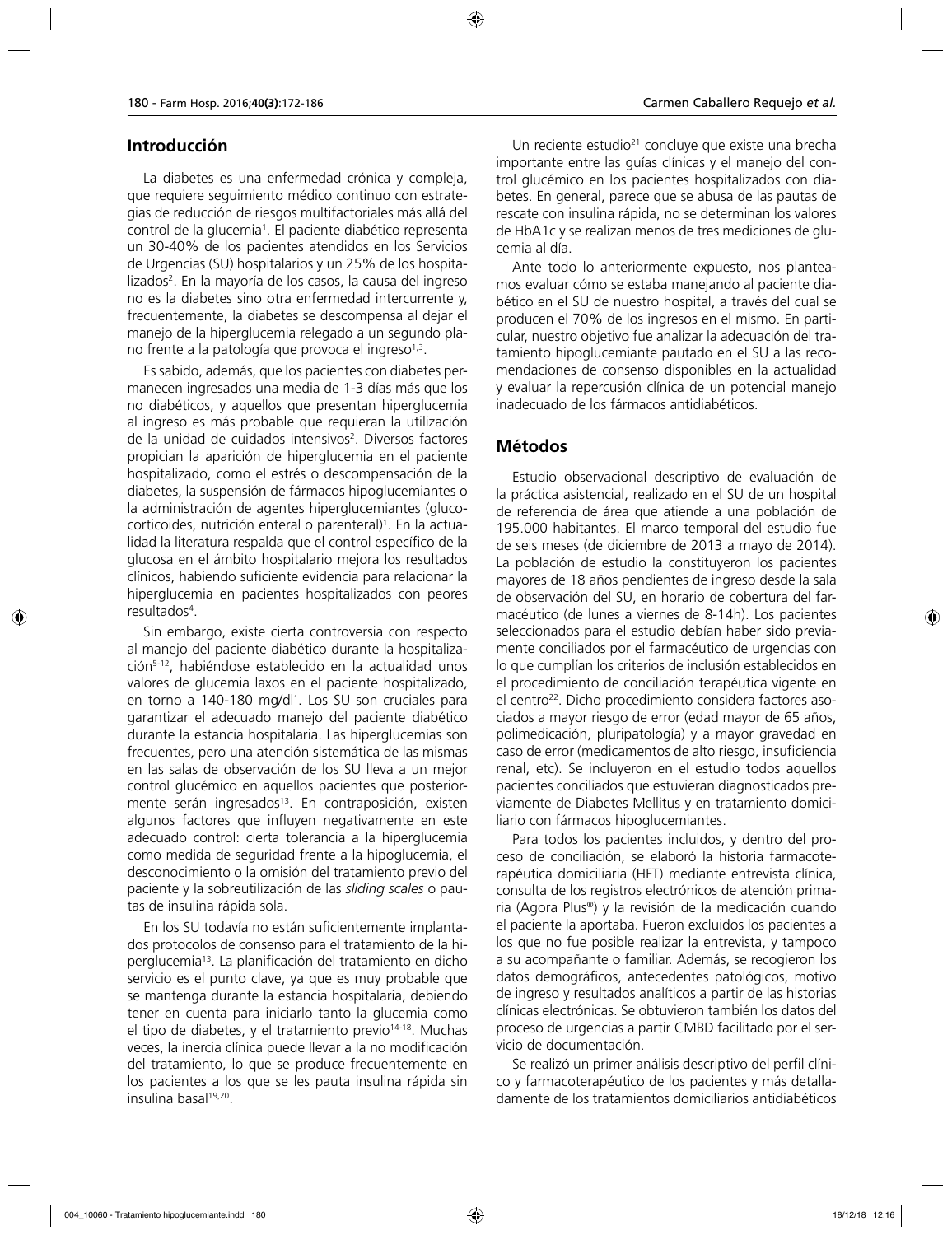## Introducción

La diabetes es una enfermedad crónica y compleja, que requiere seguimiento médico continuo con estrategias de reducción de riesgos multifactoriales más allá del control de la glucemia[1]. El paciente diabético representa un 30-40% de los pacientes atendidos en los Servicios de Urgencias (SU) hospitalarios y un 25% de los hospitalizados[2]. En la mayoría de los casos, la causa del ingreso no es la diabetes sino otra enfermedad intercurrente y, frecuentemente, la diabetes se descompensa al dejar el manejo de la hiperglucemia relegado a un segundo plano frente a la patología que provoca el ingreso[1,3].

Es sabido, además, que los pacientes con diabetes permanecen ingresados una media de 1-3 días más que los no diabéticos, y aquellos que presentan hiperglucemia al ingreso es más probable que requieran la utilización de la unidad de cuidados intensivos[2]. Diversos factores propician la aparición de hiperglucemia en el paciente hospitalizado, como el estrés o descompensación de la diabetes, la suspensión de fármacos hipoglucemiantes o la administración de agentes hiperglucemiantes (glucocorticoides, nutrición enteral o parenteral)[1]. En la actualidad la literatura respalda que el control específico de la glucosa en el ámbito hospitalario mejora los resultados clínicos, habiendo suficiente evidencia para relacionar la hiperglucemia en pacientes hospitalizados con peores resultados[4].

Sin embargo, existe cierta controversia con respecto al manejo del paciente diabético durante la hospitalización[5-12], habiéndose establecido en la actualidad unos valores de glucemia laxos en el paciente hospitalizado, en torno a 140-180 mg/dl[1]. Los SU son cruciales para garantizar el adecuado manejo del paciente diabético durante la estancia hospitalaria. Las hiperglucemias son frecuentes, pero una atención sistemática de las mismas en las salas de observación de los SU lleva a un mejor control glucémico en aquellos pacientes que posteriormente serán ingresados[13]. En contraposición, existen algunos factores que influyen negativamente en este adecuado control: cierta tolerancia a la hiperglucemia como medida de seguridad frente a la hipoglucemia, el desconocimiento o la omisión del tratamiento previo del paciente y la sobreutilización de las *sliding scales* o pautas de insulina rápida sola.

En los SU todavía no están suficientemente implantados protocolos de consenso para el tratamiento de la hiperglucemia[13]. La planificación del tratamiento en dicho servicio es el punto clave, ya que es muy probable que se mantenga durante la estancia hospitalaria, debiendo tener en cuenta para iniciarlo tanto la glucemia como el tipo de diabetes, y el tratamiento previo[14-18]. Muchas veces, la inercia clínica puede llevar a la no modificación del tratamiento, lo que se produce frecuentemente en los pacientes a los que se les pauta insulina rápida sin insulina basal[19,20].

Un reciente estudio[21] concluye que existe una brecha importante entre las guías clínicas y el manejo del control glucémico en los pacientes hospitalizados con diabetes. En general, parece que se abusa de las pautas de rescate con insulina rápida, no se determinan los valores de HbA1c y se realizan menos de tres mediciones de glucemia al día.

Ante todo lo anteriormente expuesto, nos planteamos evaluar cómo se estaba manejando al paciente diabético en el SU de nuestro hospital, a través del cual se producen el 70% de los ingresos en el mismo. En particular, nuestro objetivo fue analizar la adecuación del tratamiento hipoglucemiante pautado en el SU a las recomendaciones de consenso disponibles en la actualidad y evaluar la repercusión clínica de un potencial manejo inadecuado de los fármacos antidiabéticos.

## Métodos

Estudio observacional descriptivo de evaluación de la práctica asistencial, realizado en el SU de un hospital de referencia de área que atiende a una población de 195.000 habitantes. El marco temporal del estudio fue de seis meses (de diciembre de 2013 a mayo de 2014). La población de estudio la constituyeron los pacientes mayores de 18 años pendientes de ingreso desde la sala de observación del SU, en horario de cobertura del farmacéutico (de lunes a viernes de 8-14h). Los pacientes seleccionados para el estudio debían haber sido previamente conciliados por el farmacéutico de urgencias con lo que cumplían los criterios de inclusión establecidos en el procedimiento de conciliación terapéutica vigente en el centro[22]. Dicho procedimiento considera factores asociados a mayor riesgo de error (edad mayor de 65 años, polimedicación, pluripatología) y a mayor gravedad en caso de error (medicamentos de alto riesgo, insuficiencia renal, etc). Se incluyeron en el estudio todos aquellos pacientes conciliados que estuvieran diagnosticados previamente de Diabetes Mellitus y en tratamiento domiciliario con fármacos hipoglucemiantes.

Para todos los pacientes incluidos, y dentro del proceso de conciliación, se elaboró la historia farmacoterapéutica domiciliaria (HFT) mediante entrevista clínica, consulta de los registros electrónicos de atención primaria (Agora Plus®) y la revisión de la medicación cuando el paciente la aportaba. Fueron excluidos los pacientes a los que no fue posible realizar la entrevista, y tampoco a su acompañante o familiar. Además, se recogieron los datos demográficos, antecedentes patológicos, motivo de ingreso y resultados analíticos a partir de las historias clínicas electrónicas. Se obtuvieron también los datos del proceso de urgencias a partir CMBD facilitado por el servicio de documentación.

Se realizó un primer análisis descriptivo del perfil clínico y farmacoterapéutico de los pacientes y más detalladamente de los tratamientos domiciliarios antidiabéticos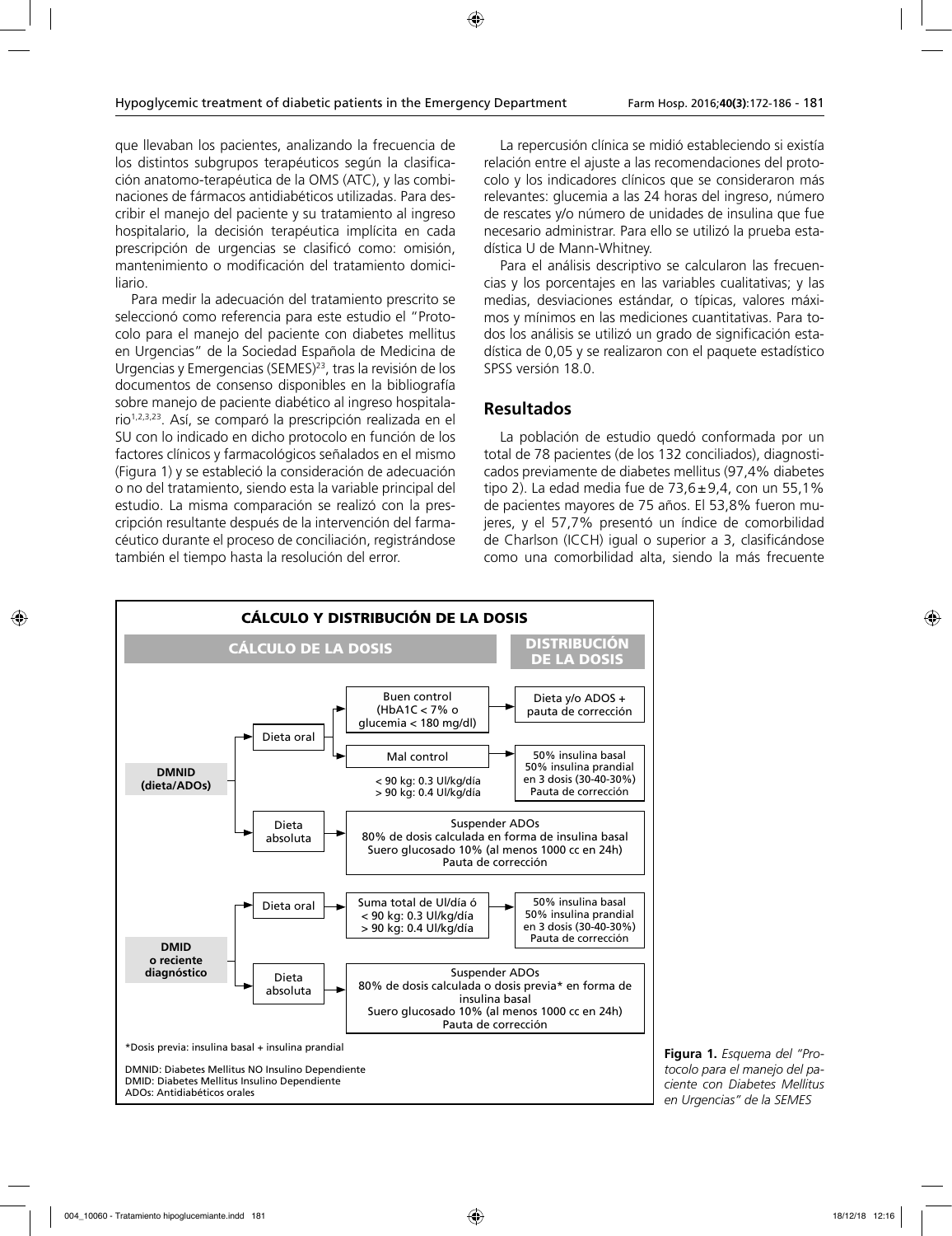que llevaban los pacientes, analizando la frecuencia de los distintos subgrupos terapéuticos según la clasificación anatomo-terapéutica de la OMS (ATC), y las combinaciones de fármacos antidiabéticos utilizadas. Para describir el manejo del paciente y su tratamiento al ingreso hospitalario, la decisión terapéutica implícita en cada prescripción de urgencias se clasificó como: omisión, mantenimiento o modificación del tratamiento domiciliario.

Para medir la adecuación del tratamiento prescrito se seleccionó como referencia para este estudio el "Protocolo para el manejo del paciente con diabetes mellitus en Urgencias" de la Sociedad Española de Medicina de Urgencias y Emergencias (SEMES)[23], tras la revisión de los documentos de consenso disponibles en la bibliografía sobre manejo de paciente diabético al ingreso hospitalario[1,2,3,23]. Así, se comparó la prescripción realizada en el SU con lo indicado en dicho protocolo en función de los factores clínicos y farmacológicos señalados en el mismo (Figura 1) y se estableció la consideración de adecuación o no del tratamiento, siendo esta la variable principal del estudio. La misma comparación se realizó con la prescripción resultante después de la intervención del farmacéutico durante el proceso de conciliación, registrándose también el tiempo hasta la resolución del error.

La repercusión clínica se midió estableciendo si existía relación entre el ajuste a las recomendaciones del protocolo y los indicadores clínicos que se consideraron más relevantes: glucemia a las 24 horas del ingreso, número de rescates y/o número de unidades de insulina que fue necesario administrar. Para ello se utilizó la prueba estadística U de Mann-Whitney.

Para el análisis descriptivo se calcularon las frecuencias y los porcentajes en las variables cualitativas; y las medias, desviaciones estándar, o típicas, valores máximos y mínimos en las mediciones cuantitativas. Para todos los análisis se utilizó un grado de significación estadística de 0,05 y se realizaron con el paquete estadístico SPSS versión 18.0.

## Resultados

La población de estudio quedó conformada por un total de 78 pacientes (de los 132 conciliados), diagnosticados previamente de diabetes mellitus (97,4% diabetes tipo 2). La edad media fue de 73,6±9,4, con un 55,1% de pacientes mayores de 75 años. El 53,8% fueron mujeres, y el 57,7% presentó un índice de comorbilidad de Charlson (ICCH) igual o superior a 3, clasificándose como una comorbilidad alta, siendo la más frecuente

**CÁLCULO Y DISTRIBUCIÓN DE LA DOSIS**

| | | CÁLCULO DE LA DOSIS | DISTRIBUCIÓN DE LA DOSIS |
|---|---|---|---|
| **DMNID (dieta/ADOs)** | Dieta oral | Buen control (HbA1C < 7% o glucemia < 180 mg/dl) | Dieta y/o ADOS + pauta de corrección |
| | | Mal control<br>< 90 kg: 0.3 UI/kg/día<br>> 90 kg: 0.4 UI/kg/día | 50% insulina basal<br>50% insulina prandial en 3 dosis (30-40-30%)<br>Pauta de corrección |
| | Dieta absoluta | Suspender ADOs<br>80% de dosis calculada en forma de insulina basal<br>Suero glucosado 10% (al menos 1000 cc en 24h)<br>Pauta de corrección | |
| **DMID o reciente diagnóstico** | Dieta oral | Suma total de UI/día ó<br>< 90 kg: 0.3 UI/kg/día<br>> 90 kg: 0.4 UI/kg/día | 50% insulina basal<br>50% insulina prandial en 3 dosis (30-40-30%)<br>Pauta de corrección |
| | Dieta absoluta | Suspender ADOs<br>80% de dosis calculada o dosis previa* en forma de insulina basal<br>Suero glucosado 10% (al menos 1000 cc en 24h)<br>Pauta de corrección | |

*Dosis previa: insulina basal + insulina prandial

DMNID: Diabetes Mellitus NO Insulino Dependiente
DMID: Diabetes Mellitus Insulino Dependiente
ADOs: Antidiabéticos orales

**Figura 1.** *Esquema del "Protocolo para el manejo del paciente con Diabetes Mellitus en Urgencias" de la SEMES*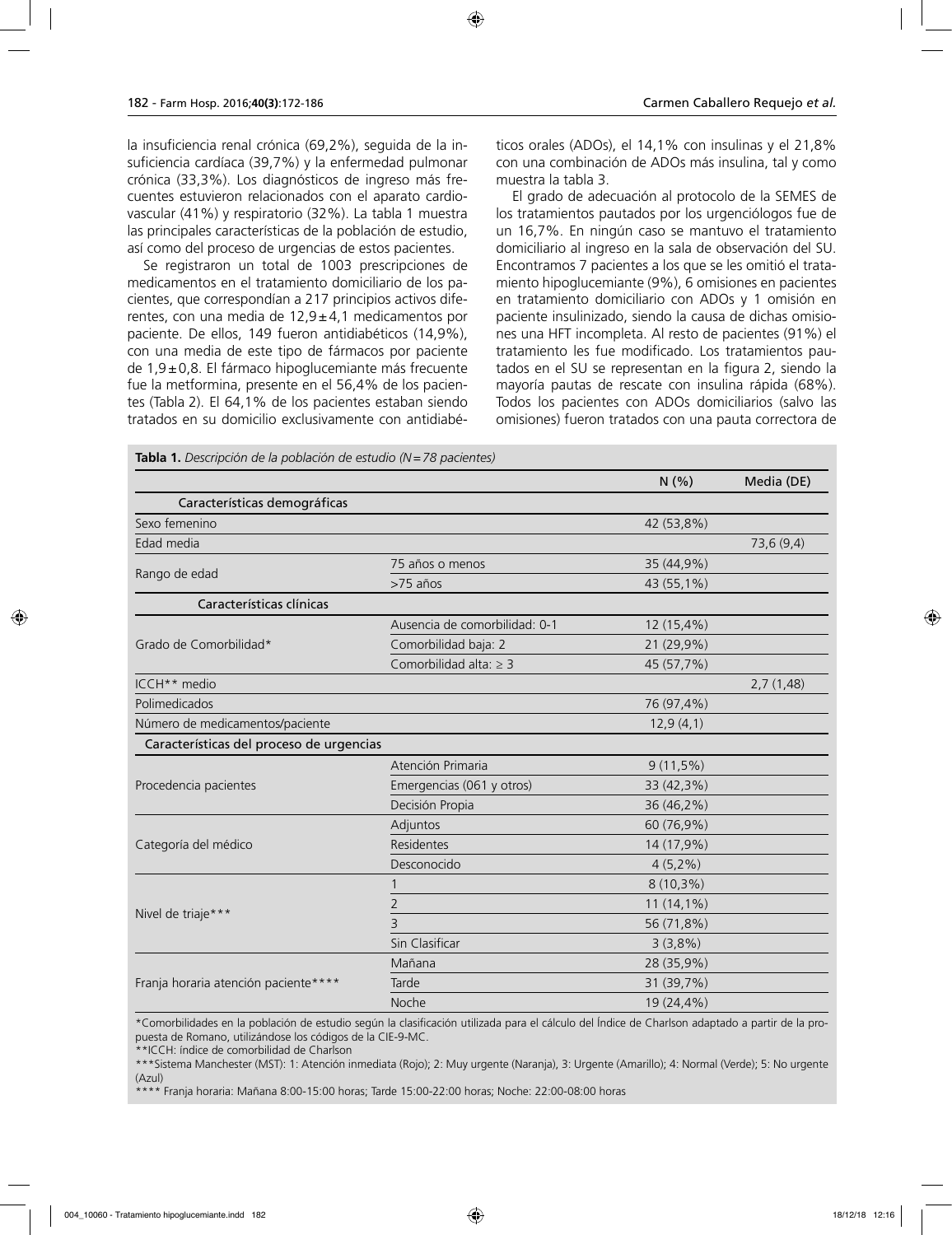la insuficiencia renal crónica (69,2%), seguida de la insuficiencia cardíaca (39,7%) y la enfermedad pulmonar crónica (33,3%). Los diagnósticos de ingreso más frecuentes estuvieron relacionados con el aparato cardiovascular (41%) y respiratorio (32%). La tabla 1 muestra las principales características de la población de estudio, así como del proceso de urgencias de estos pacientes.

Se registraron un total de 1003 prescripciones de medicamentos en el tratamiento domiciliario de los pacientes, que correspondían a 217 principios activos diferentes, con una media de 12,9±4,1 medicamentos por paciente. De ellos, 149 fueron antidiabéticos (14,9%), con una media de este tipo de fármacos por paciente de 1,9±0,8. El fármaco hipoglucemiante más frecuente fue la metformina, presente en el 56,4% de los pacientes (Tabla 2). El 64,1% de los pacientes estaban siendo tratados en su domicilio exclusivamente con antidiabéticos orales (ADOs), el 14,1% con insulinas y el 21,8% con una combinación de ADOs más insulina, tal y como muestra la tabla 3.

El grado de adecuación al protocolo de la SEMES de los tratamientos pautados por los urgenciólogos fue de un 16,7%. En ningún caso se mantuvo el tratamiento domiciliario al ingreso en la sala de observación del SU. Encontramos 7 pacientes a los que se les omitió el tratamiento hipoglucemiante (9%), 6 omisiones en pacientes en tratamiento domiciliario con ADOs y 1 omisión en paciente insulinizado, siendo la causa de dichas omisiones una HFT incompleta. Al resto de pacientes (91%) el tratamiento les fue modificado. Los tratamientos pautados en el SU se representan en la figura 2, siendo la mayoría pautas de rescate con insulina rápida (68%). Todos los pacientes con ADOs domiciliarios (salvo las omisiones) fueron tratados con una pauta correctora de

**Tabla 1.** *Descripción de la población de estudio (N=78 pacientes)*

| | | N (%) | Media (DE) |
|---|---|---|---|
| **Características demográficas** | | | |
| Sexo femenino | | 42 (53,8%) | |
| Edad media | | | 73,6 (9,4) |
| Rango de edad | 75 años o menos | 35 (44,9%) | |
| | >75 años | 43 (55,1%) | |
| **Características clínicas** | | | |
| Grado de Comorbilidad* | Ausencia de comorbilidad: 0-1 | 12 (15,4%) | |
| | Comorbilidad baja: 2 | 21 (29,9%) | |
| | Comorbilidad alta: ≥ 3 | 45 (57,7%) | |
| ICCH** medio | | | 2,7 (1,48) |
| Polimedicados | | 76 (97,4%) | |
| Número de medicamentos/paciente | | 12,9 (4,1) | |
| **Características del proceso de urgencias** | | | |
| Procedencia pacientes | Atención Primaria | 9 (11,5%) | |
| | Emergencias (061 y otros) | 33 (42,3%) | |
| | Decisión Propia | 36 (46,2%) | |
| Categoría del médico | Adjuntos | 60 (76,9%) | |
| | Residentes | 14 (17,9%) | |
| | Desconocido | 4 (5,2%) | |
| Nivel de triaje*** | 1 | 8 (10,3%) | |
| | 2 | 11 (14,1%) | |
| | 3 | 56 (71,8%) | |
| | Sin Clasificar | 3 (3,8%) | |
| Franja horaria atención paciente**** | Mañana | 28 (35,9%) | |
| | Tarde | 31 (39,7%) | |
| | Noche | 19 (24,4%) | |

*Comorbilidades en la población de estudio según la clasificación utilizada para el cálculo del Índice de Charlson adaptado a partir de la propuesta de Romano, utilizándose los códigos de la CIE-9-MC.
**ICCH: índice de comorbilidad de Charlson
***Sistema Manchester (MST): 1: Atención inmediata (Rojo); 2: Muy urgente (Naranja), 3: Urgente (Amarillo); 4: Normal (Verde); 5: No urgente (Azul)
**** Franja horaria: Mañana 8:00-15:00 horas; Tarde 15:00-22:00 horas; Noche: 22:00-08:00 horas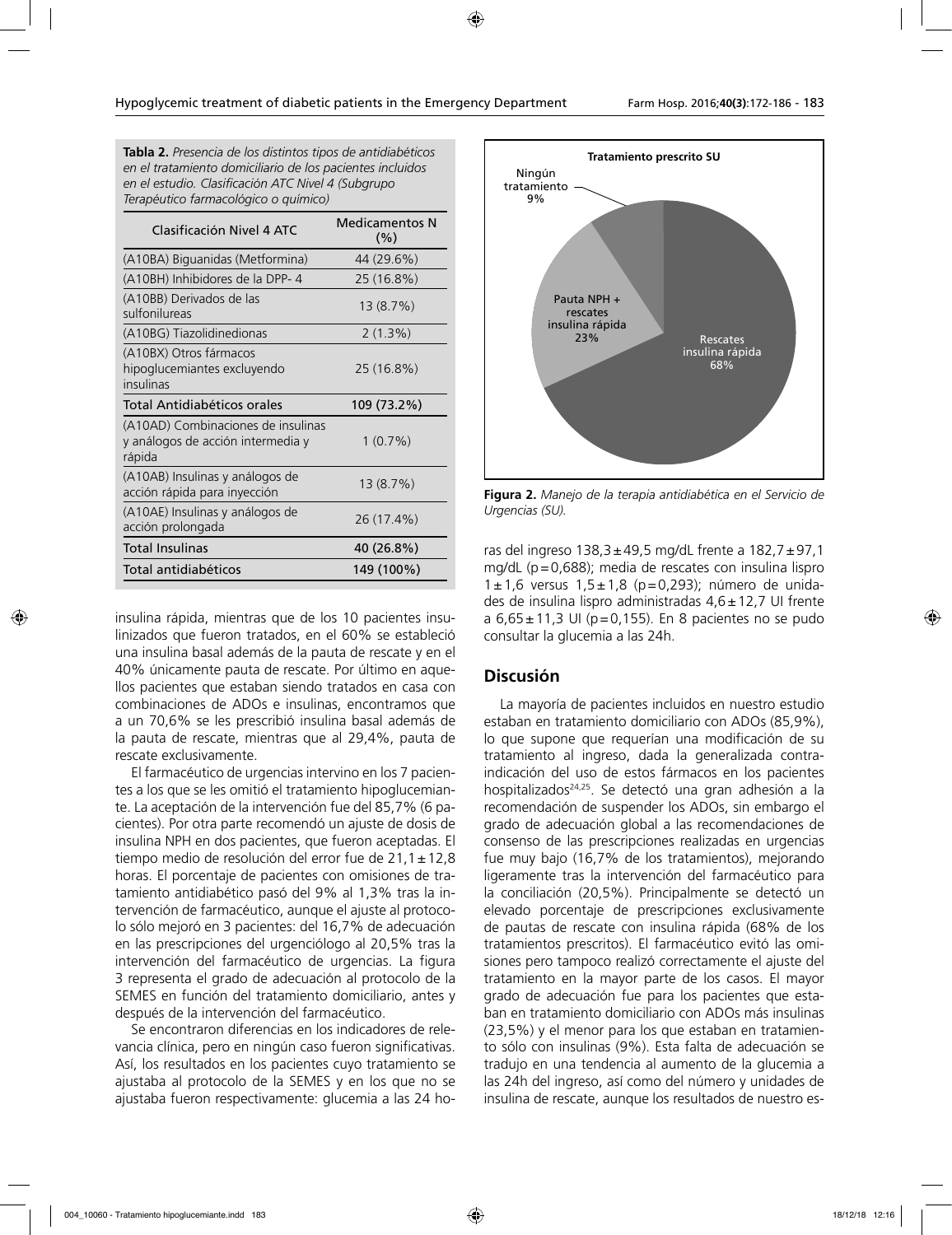**Tabla 2.** *Presencia de los distintos tipos de antidiabéticos en el tratamiento domiciliario de los pacientes incluidos en el estudio. Clasificación ATC Nivel 4 (Subgrupo Terapéutico farmacológico o químico)*

| Clasificación Nivel 4 ATC | Medicamentos N (%) |
|---|---|
| (A10BA) Biguanidas (Metformina) | 44 (29.6%) |
| (A10BH) Inhibidores de la DPP- 4 | 25 (16.8%) |
| (A10BB) Derivados de las sulfonilureas | 13 (8.7%) |
| (A10BG) Tiazolidinedionas | 2 (1.3%) |
| (A10BX) Otros fármacos hipoglucemiantes excluyendo insulinas | 25 (16.8%) |
| **Total Antidiabéticos orales** | **109 (73.2%)** |
| (A10AD) Combinaciones de insulinas y análogos de acción intermedia y rápida | 1 (0.7%) |
| (A10AB) Insulinas y análogos de acción rápida para inyección | 13 (8.7%) |
| (A10AE) Insulinas y análogos de acción prolongada | 26 (17.4%) |
| **Total Insulinas** | **40 (26.8%)** |
| **Total antidiabéticos** | **149 (100%)** |

insulina rápida, mientras que de los 10 pacientes insulinizados que fueron tratados, en el 60% se estableció una insulina basal además de la pauta de rescate y en el 40% únicamente pauta de rescate. Por último en aquellos pacientes que estaban siendo tratados en casa con combinaciones de ADOs e insulinas, encontramos que a un 70,6% se les prescribió insulina basal además de la pauta de rescate, mientras que al 29,4%, pauta de rescate exclusivamente.

El farmacéutico de urgencias intervino en los 7 pacientes a los que se les omitió el tratamiento hipoglucemiante. La aceptación de la intervención fue del 85,7% (6 pacientes). Por otra parte recomendó un ajuste de dosis de insulina NPH en dos pacientes, que fueron aceptadas. El tiempo medio de resolución del error fue de 21,1 ± 12,8 horas. El porcentaje de pacientes con omisiones de tratamiento antidiabético pasó del 9% al 1,3% tras la intervención de farmacéutico, aunque el ajuste al protocolo sólo mejoró en 3 pacientes: del 16,7% de adecuación en las prescripciones del urgenciólogo al 20,5% tras la intervención del farmacéutico de urgencias. La figura 3 representa el grado de adecuación al protocolo de la SEMES en función del tratamiento domiciliario, antes y después de la intervención del farmacéutico.

Se encontraron diferencias en los indicadores de relevancia clínica, pero en ningún caso fueron significativas. Así, los resultados en los pacientes cuyo tratamiento se ajustaba al protocolo de la SEMES y en los que no se ajustaba fueron respectivamente: glucemia a las 24 horas del ingreso 138,3 ± 49,5 mg/dL frente a 182,7 ± 97,1 mg/dL (p = 0,688); media de rescates con insulina lispro 1 ± 1,6 versus 1,5 ± 1,8 (p = 0,293); número de unidades de insulina lispro administradas 4,6 ± 12,7 UI frente a 6,65 ± 11,3 UI (p = 0,155). En 8 pacientes no se pudo consultar la glucemia a las 24h.

**Figura 2.** *Manejo de la terapia antidiabética en el Servicio de Urgencias (SU).*

## Discusión

La mayoría de pacientes incluidos en nuestro estudio estaban en tratamiento domiciliario con ADOs (85,9%), lo que supone que requerían una modificación de su tratamiento al ingreso, dada la generalizada contraindicación del uso de estos fármacos en los pacientes hospitalizados[24,25]. Se detectó una gran adhesión a la recomendación de suspender los ADOs, sin embargo el grado de adecuación global a las recomendaciones de consenso de las prescripciones realizadas en urgencias fue muy bajo (16,7% de los tratamientos), mejorando ligeramente tras la intervención del farmacéutico para la conciliación (20,5%). Principalmente se detectó un elevado porcentaje de prescripciones exclusivamente de pautas de rescate con insulina rápida (68% de los tratamientos prescritos). El farmacéutico evitó las omisiones pero tampoco realizó correctamente el ajuste del tratamiento en la mayor parte de los casos. El mayor grado de adecuación fue para los pacientes que estaban en tratamiento domiciliario con ADOs más insulinas (23,5%) y el menor para los que estaban en tratamiento sólo con insulinas (9%). Esta falta de adecuación se tradujo en una tendencia al aumento de la glucemia a las 24h del ingreso, así como del número y unidades de insulina de rescate, aunque los resultados de nuestro es-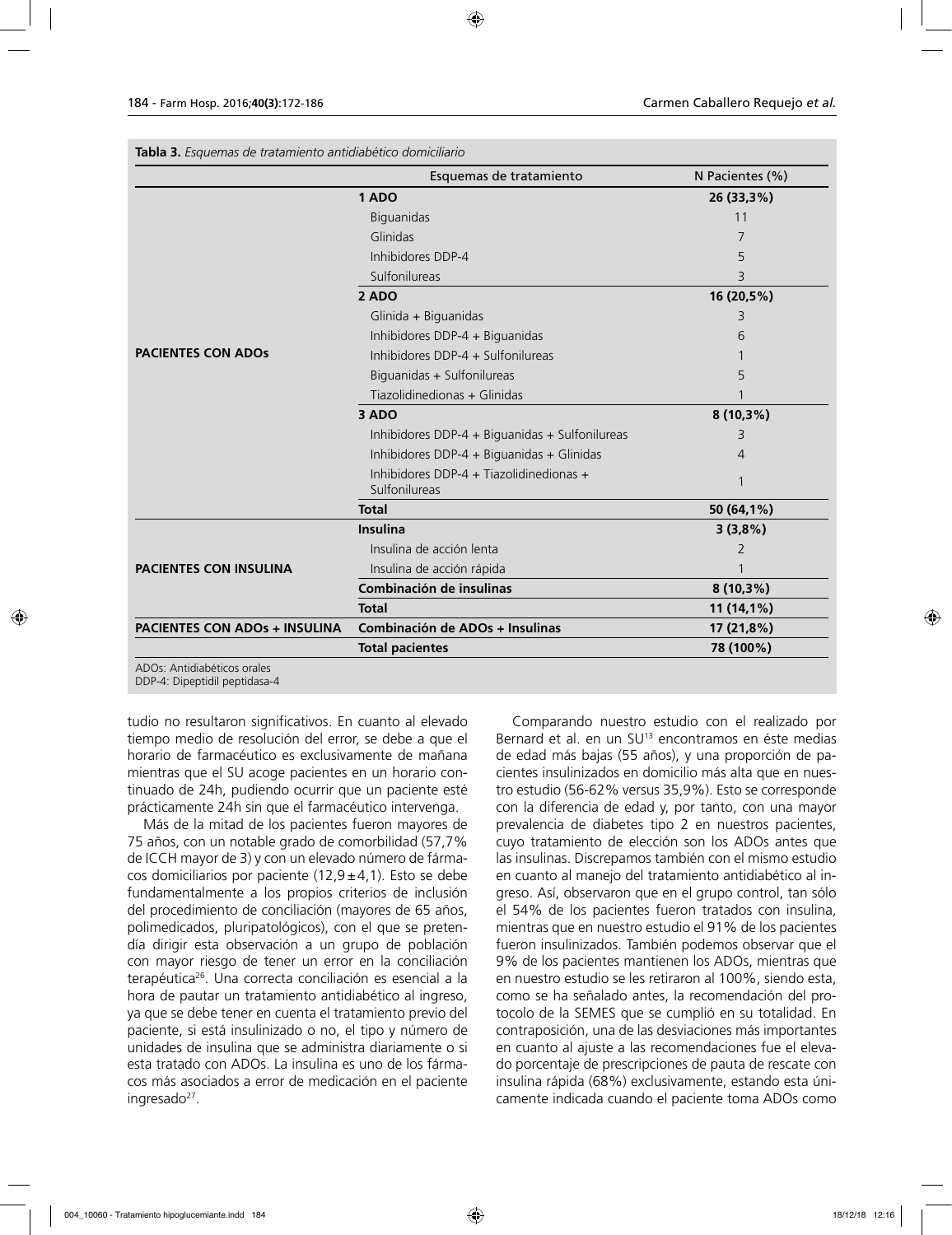**Tabla 3.** *Esquemas de tratamiento antidiabético domiciliario*

| | Esquemas de tratamiento | N Pacientes (%) |
|---|---|---|
| **PACIENTES CON ADOs** | **1 ADO** | **26 (33,3%)** |
| | Biguanidas | 11 |
| | Glinidas | 7 |
| | Inhibidores DDP-4 | 5 |
| | Sulfonilureas | 3 |
| | **2 ADO** | **16 (20,5%)** |
| | Glinida + Biguanidas | 3 |
| | Inhibidores DDP-4 + Biguanidas | 6 |
| | Inhibidores DDP-4 + Sulfonilureas | 1 |
| | Biguanidas + Sulfonilureas | 5 |
| | Tiazolidinedionas + Glinidas | 1 |
| | **3 ADO** | **8 (10,3%)** |
| | Inhibidores DDP-4 + Biguanidas + Sulfonilureas | 3 |
| | Inhibidores DDP-4 + Biguanidas + Glinidas | 4 |
| | Inhibidores DDP-4 + Tiazolidinedionas + Sulfonilureas | 1 |
| | **Total** | **50 (64,1%)** |
| **PACIENTES CON INSULINA** | **Insulina** | **3 (3,8%)** |
| | Insulina de acción lenta | 2 |
| | Insulina de acción rápida | 1 |
| | **Combinación de insulinas** | **8 (10,3%)** |
| | **Total** | **11 (14,1%)** |
| **PACIENTES CON ADOs + INSULINA** | **Combinación de ADOs + Insulinas** | **17 (21,8%)** |
| | **Total pacientes** | **78 (100%)** |

ADOs: Antidiabéticos orales
DDP-4: Dipeptidil peptidasa-4

tudio no resultaron significativos. En cuanto al elevado tiempo medio de resolución del error, se debe a que el horario de farmacéutico es exclusivamente de mañana mientras que el SU acoge pacientes en un horario continuado de 24h, pudiendo ocurrir que un paciente esté prácticamente 24h sin que el farmacéutico intervenga.

Más de la mitad de los pacientes fueron mayores de 75 años, con un notable grado de comorbilidad (57,7% de ICCH mayor de 3) y con un elevado número de fármacos domiciliarios por paciente (12,9±4,1). Esto se debe fundamentalmente a los propios criterios de inclusión del procedimiento de conciliación (mayores de 65 años, polimedicados, pluripatológicos), con el que se pretendía dirigir esta observación a un grupo de población con mayor riesgo de tener un error en la conciliación terapéutica[26]. Una correcta conciliación es esencial a la hora de pautar un tratamiento antidiabético al ingreso, ya que se debe tener en cuenta el tratamiento previo del paciente, si está insulinizado o no, el tipo y número de unidades de insulina que se administra diariamente o si esta tratado con ADOs. La insulina es uno de los fármacos más asociados a error de medicación en el paciente ingresado[27].

Comparando nuestro estudio con el realizado por Bernard et al. en un SU[13] encontramos en éste medias de edad más bajas (55 años), y una proporción de pacientes insulinizados en domicilio más alta que en nuestro estudio (56-62% versus 35,9%). Esto se corresponde con la diferencia de edad y, por tanto, con una mayor prevalencia de diabetes tipo 2 en nuestros pacientes, cuyo tratamiento de elección son los ADOs antes que las insulinas. Discrepamos también con el mismo estudio en cuanto al manejo del tratamiento antidiabético al ingreso. Así, observaron que en el grupo control, tan sólo el 54% de los pacientes fueron tratados con insulina, mientras que en nuestro estudio el 91% de los pacientes fueron insulinizados. También podemos observar que el 9% de los pacientes mantienen los ADOs, mientras que en nuestro estudio se les retiraron al 100%, siendo esta, como se ha señalado antes, la recomendación del protocolo de la SEMES que se cumplió en su totalidad. En contraposición, una de las desviaciones más importantes en cuanto al ajuste a las recomendaciones fue el elevado porcentaje de prescripciones de pauta de rescate con insulina rápida (68%) exclusivamente, estando esta únicamente indicada cuando el paciente toma ADOs como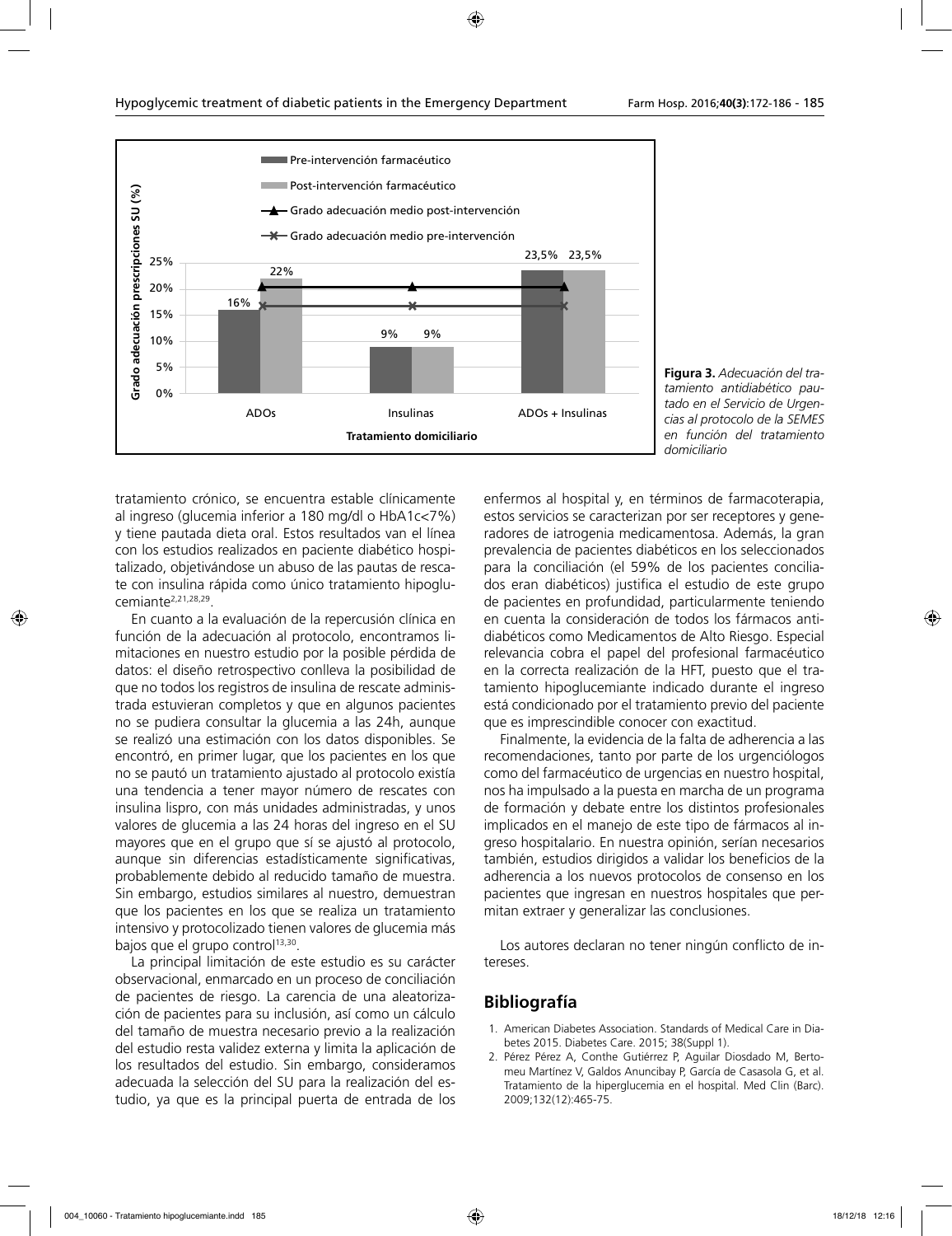Figura 3. *Adecuación del tratamiento antidiabético pautado en el Servicio de Urgencias al protocolo de la SEMES en función del tratamiento domiciliario*

| Tratamiento domiciliario | Pre-intervención farmacéutico | Post-intervención farmacéutico |
| --- | --- | --- |
| ADOs | 16% | 22% |
| Insulinas | 9% | 9% |
| ADOs + Insulinas | 23,5% | 23,5% |

tratamiento crónico, se encuentra estable clínicamente al ingreso (glucemia inferior a 180 mg/dl o HbA1c<7%) y tiene pautada dieta oral. Estos resultados van el línea con los estudios realizados en paciente diabético hospitalizado, objetivándose un abuso de las pautas de rescate con insulina rápida como único tratamiento hipoglucemiante[2,21,28,29].

En cuanto a la evaluación de la repercusión clínica en función de la adecuación al protocolo, encontramos limitaciones en nuestro estudio por la posible pérdida de datos: el diseño retrospectivo conlleva la posibilidad de que no todos los registros de insulina de rescate administrada estuvieran completos y que en algunos pacientes no se pudiera consultar la glucemia a las 24h, aunque se realizó una estimación con los datos disponibles. Se encontró, en primer lugar, que los pacientes en los que no se pautó un tratamiento ajustado al protocolo existía una tendencia a tener mayor número de rescates con insulina lispro, con más unidades administradas, y unos valores de glucemia a las 24 horas del ingreso en el SU mayores que en el grupo que sí se ajustó al protocolo, aunque sin diferencias estadísticamente significativas, probablemente debido al reducido tamaño de muestra. Sin embargo, estudios similares al nuestro, demuestran que los pacientes en los que se realiza un tratamiento intensivo y protocolizado tienen valores de glucemia más bajos que el grupo control[13,30].

La principal limitación de este estudio es su carácter observacional, enmarcado en un proceso de conciliación de pacientes de riesgo. La carencia de una aleatorización de pacientes para su inclusión, así como un cálculo del tamaño de muestra necesario previo a la realización del estudio resta validez externa y limita la aplicación de los resultados del estudio. Sin embargo, consideramos adecuada la selección del SU para la realización del estudio, ya que es la principal puerta de entrada de los enfermos al hospital y, en términos de farmacoterapia, estos servicios se caracterizan por ser receptores y generadores de iatrogenia medicamentosa. Además, la gran prevalencia de pacientes diabéticos en los seleccionados para la conciliación (el 59% de los pacientes conciliados eran diabéticos) justifica el estudio de este grupo de pacientes en profundidad, particularmente teniendo en cuenta la consideración de todos los fármacos antidiabéticos como Medicamentos de Alto Riesgo. Especial relevancia cobra el papel del profesional farmacéutico en la correcta realización de la HFT, puesto que el tratamiento hipoglucemiante indicado durante el ingreso está condicionado por el tratamiento previo del paciente que es imprescindible conocer con exactitud.

Finalmente, la evidencia de la falta de adherencia a las recomendaciones, tanto por parte de los urgenciólogos como del farmacéutico de urgencias en nuestro hospital, nos ha impulsado a la puesta en marcha de un programa de formación y debate entre los distintos profesionales implicados en el manejo de este tipo de fármacos al ingreso hospitalario. En nuestra opinión, serían necesarios también, estudios dirigidos a validar los beneficios de la adherencia a los nuevos protocolos de consenso en los pacientes que ingresan en nuestros hospitales que permitan extraer y generalizar las conclusiones.

Los autores declaran no tener ningún conflicto de intereses.

## Bibliografía

1. American Diabetes Association. Standards of Medical Care in Diabetes 2015. Diabetes Care. 2015; 38(Suppl 1).
2. Pérez Pérez A, Conthe Gutiérrez P, Aguilar Diosdado M, Bertomeu Martínez V, Galdos Anuncibay P, García de Casasola G, et al. Tratamiento de la hiperglucemia en el hospital. Med Clin (Barc). 2009;132(12):465-75.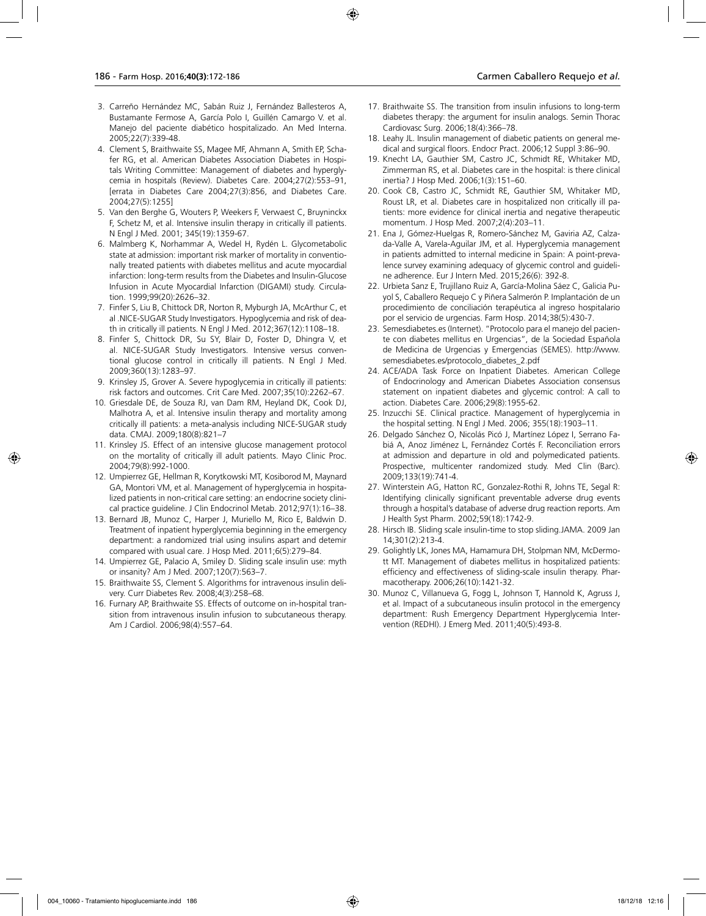3. Carreño Hernández MC, Sabán Ruiz J, Fernández Ballesteros A, Bustamante Fermose A, García Polo I, Guillén Camargo V. et al. Manejo del paciente diabético hospitalizado. An Med Interna. 2005;22(7):339-48.
4. Clement S, Braithwaite SS, Magee MF, Ahmann A, Smith EP, Schafer RG, et al. American Diabetes Association Diabetes in Hospitals Writing Committee: Management of diabetes and hyperglycemia in hospitals (Review). Diabetes Care. 2004;27(2):553–91, [errata in Diabetes Care 2004;27(3):856, and Diabetes Care. 2004;27(5):1255]
5. Van den Berghe G, Wouters P, Weekers F, Verwaest C, Bruyninckx F, Schetz M, et al. Intensive insulin therapy in critically ill patients. N Engl J Med. 2001; 345(19):1359-67.
6. Malmberg K, Norhammar A, Wedel H, Rydén L. Glycometabolic state at admission: important risk marker of mortality in conventionally treated patients with diabetes mellitus and acute myocardial infarction: long-term results from the Diabetes and Insulin-Glucose Infusion in Acute Myocardial Infarction (DIGAMI) study. Circulation. 1999;99(20):2626–32.
7. Finfer S, Liu B, Chittock DR, Norton R, Myburgh JA, McArthur C, et al .NICE-SUGAR Study Investigators. Hypoglycemia and risk of death in critically ill patients. N Engl J Med. 2012;367(12):1108–18.
8. Finfer S, Chittock DR, Su SY, Blair D, Foster D, Dhingra V, et al. NICE-SUGAR Study Investigators. Intensive versus conventional glucose control in critically ill patients. N Engl J Med. 2009;360(13):1283–97.
9. Krinsley JS, Grover A. Severe hypoglycemia in critically ill patients: risk factors and outcomes. Crit Care Med. 2007;35(10):2262–67.
10. Griesdale DE, de Souza RJ, van Dam RM, Heyland DK, Cook DJ, Malhotra A, et al. Intensive insulin therapy and mortality among critically ill patients: a meta-analysis including NICE-SUGAR study data. CMAJ. 2009;180(8):821–7
11. Krinsley JS. Effect of an intensive glucose management protocol on the mortality of critically ill adult patients. Mayo Clinic Proc. 2004;79(8):992-1000.
12. Umpierrez GE, Hellman R, Korytkowski MT, Kosiborod M, Maynard GA, Montori VM, et al. Management of hyperglycemia in hospitalized patients in non-critical care setting: an endocrine society clinical practice guideline. J Clin Endocrinol Metab. 2012;97(1):16–38.
13. Bernard JB, Munoz C, Harper J, Muriello M, Rico E, Baldwin D. Treatment of inpatient hyperglycemia beginning in the emergency department: a randomized trial using insulins aspart and detemir compared with usual care. J Hosp Med. 2011;6(5):279–84.
14. Umpierrez GE, Palacio A, Smiley D. Sliding scale insulin use: myth or insanity? Am J Med. 2007;120(7):563–7.
15. Braithwaite SS, Clement S. Algorithms for intravenous insulin delivery. Curr Diabetes Rev. 2008;4(3):258–68.
16. Furnary AP, Braithwaite SS. Effects of outcome on in-hospital transition from intravenous insulin infusion to subcutaneous therapy. Am J Cardiol. 2006;98(4):557–64.
17. Braithwaite SS. The transition from insulin infusions to long-term diabetes therapy: the argument for insulin analogs. Semin Thorac Cardiovasc Surg. 2006;18(4):366–78.
18. Leahy JL. Insulin management of diabetic patients on general medical and surgical floors. Endocr Pract. 2006;12 Suppl 3:86–90.
19. Knecht LA, Gauthier SM, Castro JC, Schmidt RE, Whitaker MD, Zimmerman RS, et al. Diabetes care in the hospital: is there clinical inertia? J Hosp Med. 2006;1(3):151–60.
20. Cook CB, Castro JC, Schmidt RE, Gauthier SM, Whitaker MD, Roust LR, et al. Diabetes care in hospitalized non critically ill patients: more evidence for clinical inertia and negative therapeutic momentum. J Hosp Med. 2007;2(4):203–11.
21. Ena J, Gómez-Huelgas R, Romero-Sánchez M, Gaviria AZ, Calzada-Valle A, Varela-Aguilar JM, et al. Hyperglycemia management in patients admitted to internal medicine in Spain: A point-prevalence survey examining adequacy of glycemic control and guideline adherence. Eur J Intern Med. 2015;26(6): 392-8.
22. Urbieta Sanz E, Trujillano Ruiz A, García-Molina Sáez C, Galicia Puyol S, Caballero Requejo C y Piñera Salmerón P. Implantación de un procedimiento de conciliación terapéutica al ingreso hospitalario por el servicio de urgencias. Farm Hosp. 2014;38(5):430-7.
23. Semesdiabetes.es (Internet). "Protocolo para el manejo del paciente con diabetes mellitus en Urgencias", de la Sociedad Española de Medicina de Urgencias y Emergencias (SEMES). http://www.semesdiabetes.es/protocolo_diabetes_2.pdf
24. ACE/ADA Task Force on Inpatient Diabetes. American College of Endocrinology and American Diabetes Association consensus statement on inpatient diabetes and glycemic control: A call to action. Diabetes Care. 2006;29(8):1955-62.
25. Inzucchi SE. Clinical practice. Management of hyperglycemia in the hospital setting. N Engl J Med. 2006; 355(18):1903–11.
26. Delgado Sánchez O, Nicolás Picó J, Martínez López I, Serrano Fabiá A, Anoz Jiménez L, Fernández Cortés F. Reconciliation errors at admission and departure in old and polymedicated patients. Prospective, multicenter randomized study. Med Clin (Barc). 2009;133(19):741-4.
27. Winterstein AG, Hatton RC, Gonzalez-Rothi R, Johns TE, Segal R: Identifying clinically significant preventable adverse drug events through a hospital's database of adverse drug reaction reports. Am J Health Syst Pharm. 2002;59(18):1742-9.
28. Hirsch IB. Sliding scale insulin-time to stop sliding.JAMA. 2009 Jan 14;301(2):213-4.
29. Golightly LK, Jones MA, Hamamura DH, Stolpman NM, McDermott MT. Management of diabetes mellitus in hospitalized patients: efficiency and effectiveness of sliding-scale insulin therapy. Pharmacotherapy. 2006;26(10):1421-32.
30. Munoz C, Villanueva G, Fogg L, Johnson T, Hannold K, Agruss J, et al. Impact of a subcutaneous insulin protocol in the emergency department: Rush Emergency Department Hyperglycemia Intervention (REDHI). J Emerg Med. 2011;40(5):493-8.